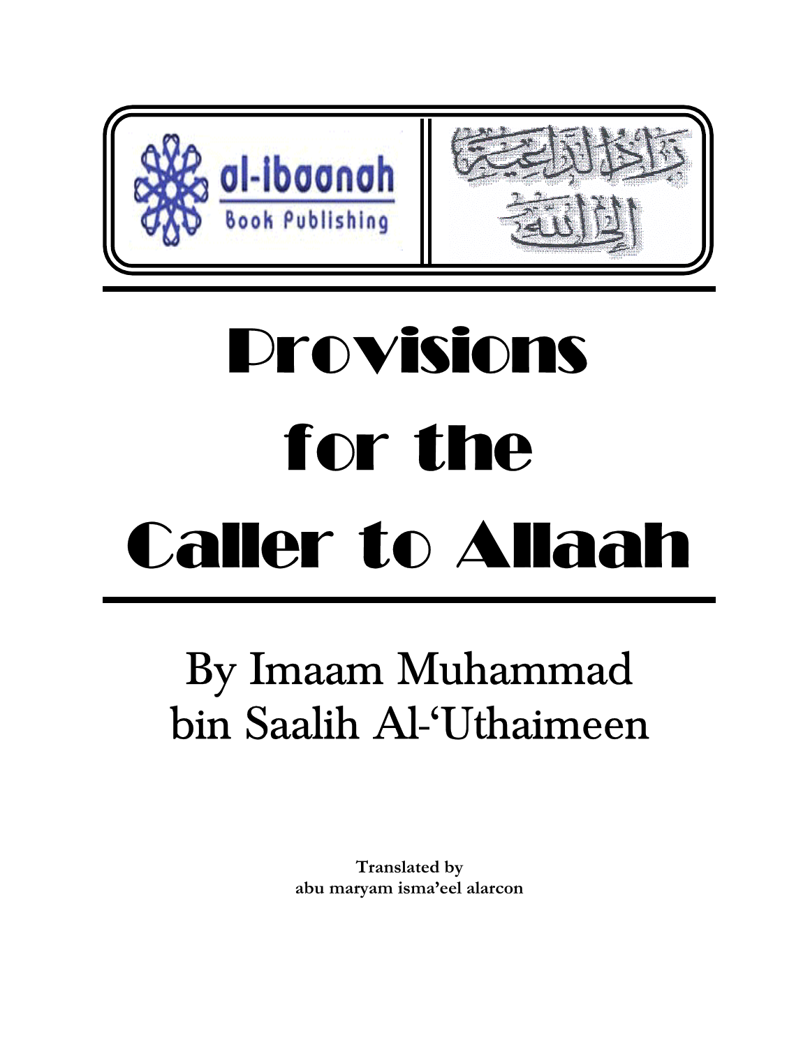al-ibaanah Book Publishing

زاد الداعية إلى الله

# Provisions for the Caller to Allaah

## By Imaam Muhammad bin Saalih Al-'Uthaimeen

**Translated by**
**abu maryam isma'eel alarcon**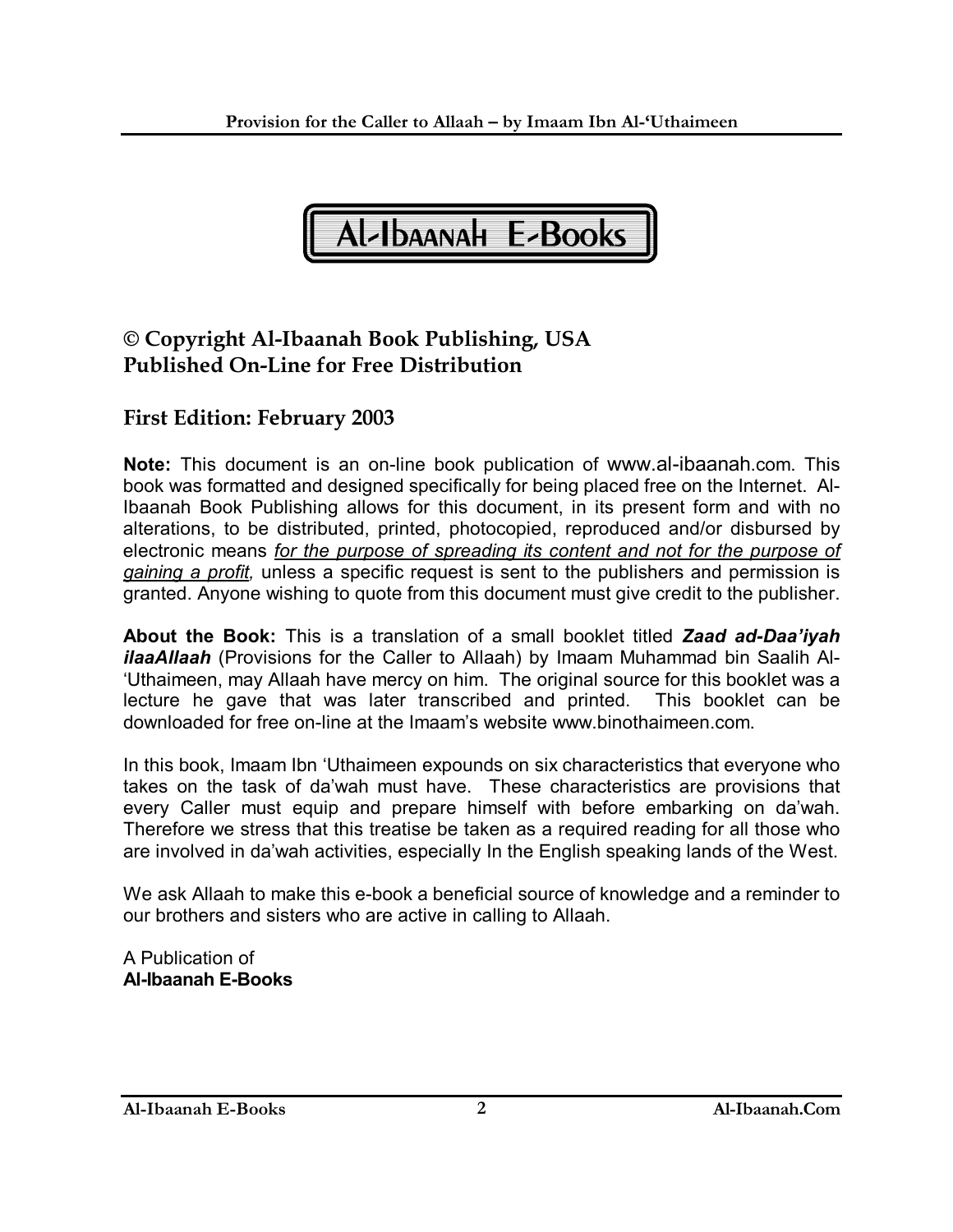**Al-Ibaanah E-Books**

## © Copyright Al-Ibaanah Book Publishing, USA
## Published On-Line for Free Distribution

### First Edition: February 2003

**Note:** This document is an on-line book publication of www.al-ibaanah.com. This book was formatted and designed specifically for being placed free on the Internet. Al-Ibaanah Book Publishing allows for this document, in its present form and with no alterations, to be distributed, printed, photocopied, reproduced and/or disbursed by electronic means *for the purpose of spreading its content and not for the purpose of gaining a profit,* unless a specific request is sent to the publishers and permission is granted. Anyone wishing to quote from this document must give credit to the publisher.

**About the Book:** This is a translation of a small booklet titled ***Zaad ad-Daa'iyah ilaaAllaah*** (Provisions for the Caller to Allaah) by Imaam Muhammad bin Saalih Al-'Uthaimeen, may Allaah have mercy on him. The original source for this booklet was a lecture he gave that was later transcribed and printed. This booklet can be downloaded for free on-line at the Imaam's website www.binothaimeen.com.

In this book, Imaam Ibn 'Uthaimeen expounds on six characteristics that everyone who takes on the task of da'wah must have. These characteristics are provisions that every Caller must equip and prepare himself with before embarking on da'wah. Therefore we stress that this treatise be taken as a required reading for all those who are involved in da'wah activities, especially In the English speaking lands of the West.

We ask Allaah to make this e-book a beneficial source of knowledge and a reminder to our brothers and sisters who are active in calling to Allaah.

A Publication of
**Al-Ibaanah E-Books**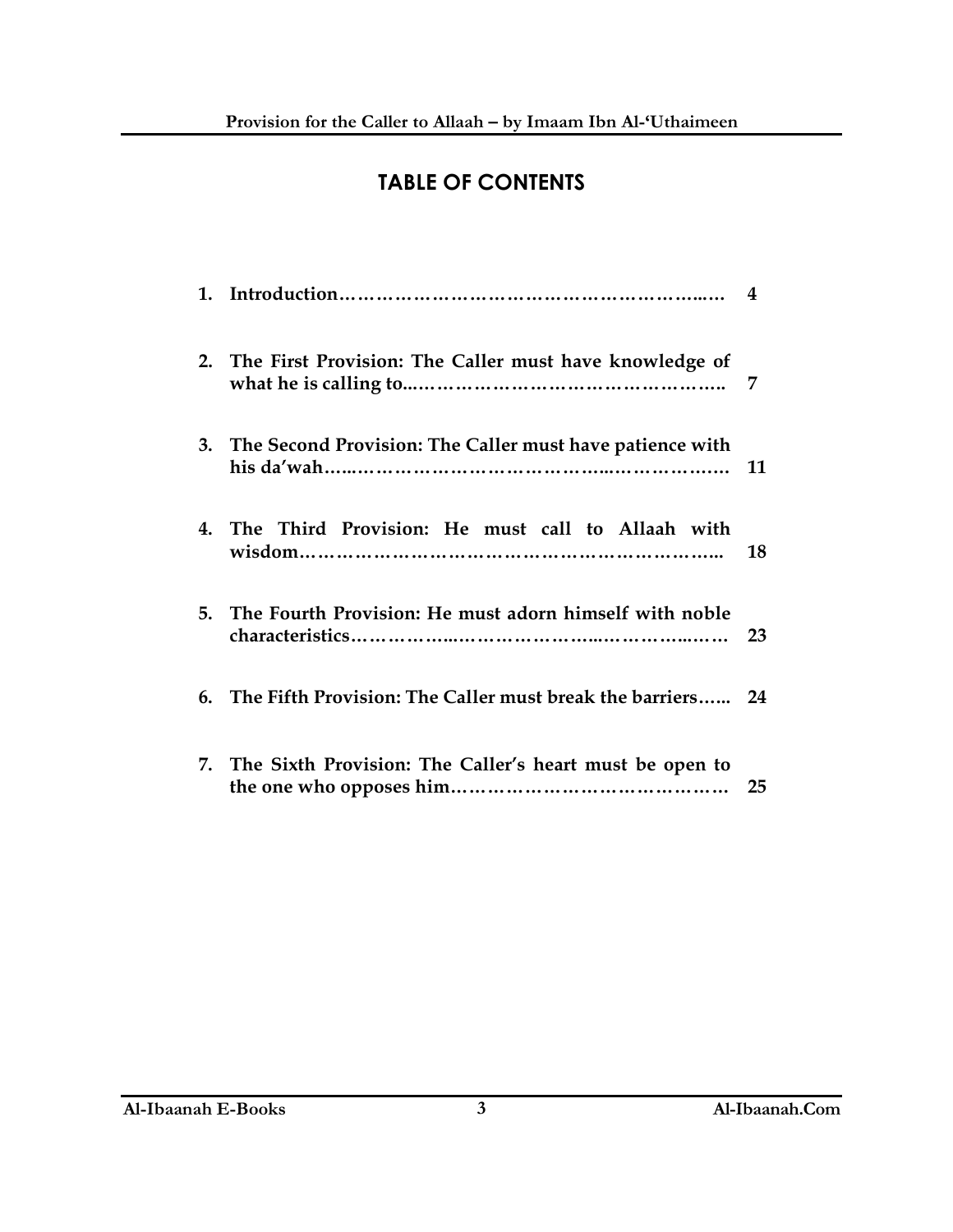# TABLE OF CONTENTS

| | | |
|---|---|---|
| 1. | **Introduction……………………………………………………..…** | **4** |
| 2. | **The First Provision: The Caller must have knowledge of what he is calling to..…………………………………………..** | **7** |
| 3. | **The Second Provision: The Caller must have patience with his da'wah…..……………………………………..……………….** | **11** |
| 4. | **The Third Provision: He must call to Allaah with wisdom………………………………………………………..** | **18** |
| 5. | **The Fourth Provision: He must adorn himself with noble characteristics……………..…………………..…………..……** | **23** |
| 6. | **The Fifth Provision: The Caller must break the barriers…...** | **24** |
| 7. | **The Sixth Provision: The Caller's heart must be open to the one who opposes him……………………………………** | **25** |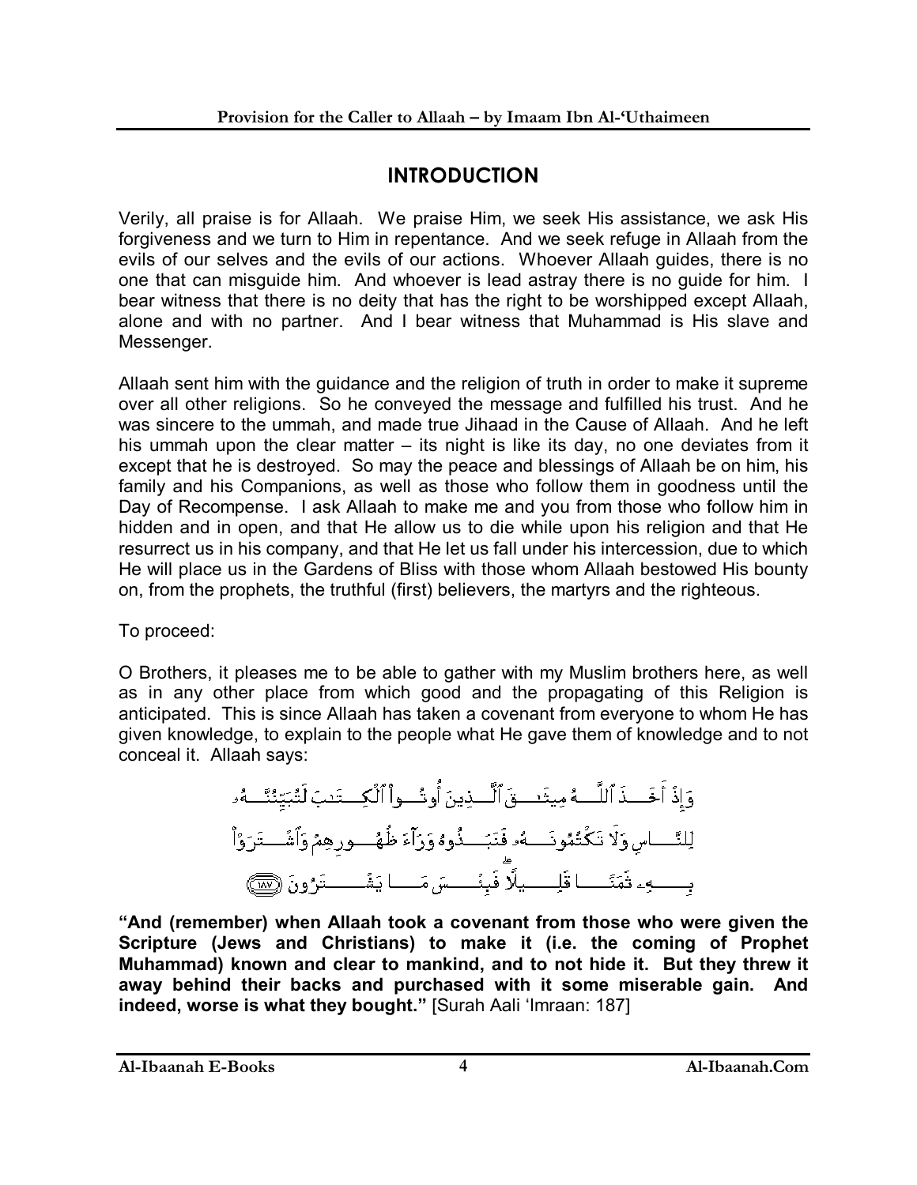## INTRODUCTION

Verily, all praise is for Allaah. We praise Him, we seek His assistance, we ask His forgiveness and we turn to Him in repentance. And we seek refuge in Allaah from the evils of our selves and the evils of our actions. Whoever Allaah guides, there is no one that can misguide him. And whoever is lead astray there is no guide for him. I bear witness that there is no deity that has the right to be worshipped except Allaah, alone and with no partner. And I bear witness that Muhammad is His slave and Messenger.

Allaah sent him with the guidance and the religion of truth in order to make it supreme over all other religions. So he conveyed the message and fulfilled his trust. And he was sincere to the ummah, and made true Jihaad in the Cause of Allaah. And he left his ummah upon the clear matter – its night is like its day, no one deviates from it except that he is destroyed. So may the peace and blessings of Allaah be on him, his family and his Companions, as well as those who follow them in goodness until the Day of Recompense. I ask Allaah to make me and you from those who follow him in hidden and in open, and that He allow us to die while upon his religion and that He resurrect us in his company, and that He let us fall under his intercession, due to which He will place us in the Gardens of Bliss with those whom Allaah bestowed His bounty on, from the prophets, the truthful (first) believers, the martyrs and the righteous.

To proceed:

O Brothers, it pleases me to be able to gather with my Muslim brothers here, as well as in any other place from which good and the propagating of this Religion is anticipated. This is since Allaah has taken a covenant from everyone to whom He has given knowledge, to explain to the people what He gave them of knowledge and to not conceal it. Allaah says:

وَإِذْ أَخَذَ ٱللَّهُ مِيثَٰقَ ٱلَّذِينَ أُوتُوا۟ ٱلْكِتَٰبَ لَتُبَيِّنُنَّهُۥ لِلنَّاسِ وَلَا تَكْتُمُونَهُۥ فَنَبَذُوهُ وَرَآءَ ظُهُورِهِمْ وَٱشْتَرَوْا۟ بِهِۦ ثَمَنًا قَلِيلًا ۖ فَبِئْسَ مَا يَشْتَرُونَ ﴿١٨٧﴾

**"And (remember) when Allaah took a covenant from those who were given the Scripture (Jews and Christians) to make it (i.e. the coming of Prophet Muhammad) known and clear to mankind, and to not hide it. But they threw it away behind their backs and purchased with it some miserable gain. And indeed, worse is what they bought."** [Surah Aali 'Imraan: 187]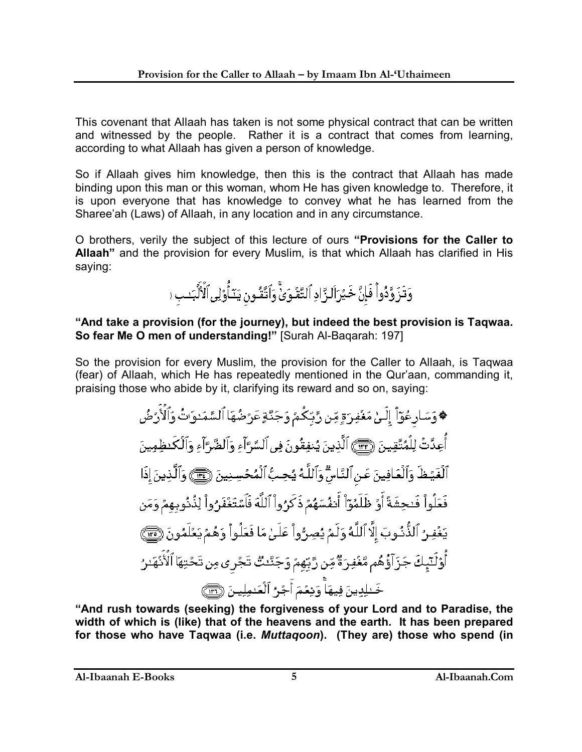This covenant that Allaah has taken is not some physical contract that can be written and witnessed by the people. Rather it is a contract that comes from learning, according to what Allaah has given a person of knowledge.

So if Allaah gives him knowledge, then this is the contract that Allaah has made binding upon this man or this woman, whom He has given knowledge to. Therefore, it is upon everyone that has knowledge to convey what he has learned from the Sharee'ah (Laws) of Allaah, in any location and in any circumstance.

O brothers, verily the subject of this lecture of ours **"Provisions for the Caller to Allaah"** and the provision for every Muslim, is that which Allaah has clarified in His saying:

وَتَزَوَّدُوا۟ فَإِنَّ خَيْرَ ٱلزَّادِ ٱلتَّقْوَىٰ ۚ وَٱتَّقُونِ يَـٰٓأُو۟لِى ٱلْأَلْبَـٰبِ

**"And take a provision (for the journey), but indeed the best provision is Taqwaa. So fear Me O men of understanding!"** [Surah Al-Baqarah: 197]

So the provision for every Muslim, the provision for the Caller to Allaah, is Taqwaa (fear) of Allaah, which He has repeatedly mentioned in the Qur'aan, commanding it, praising those who abide by it, clarifying its reward and so on, saying:

۞ وَسَارِعُوٓا۟ إِلَىٰ مَغْفِرَةٍ مِّن رَّبِّكُمْ وَجَنَّةٍ عَرْضُهَا ٱلسَّمَـٰوَٰتُ وَٱلْأَرْضُ أُعِدَّتْ لِلْمُتَّقِينَ ﴿١٣٣﴾ ٱلَّذِينَ يُنفِقُونَ فِى ٱلسَّرَّآءِ وَٱلضَّرَّآءِ وَٱلْكَـٰظِمِينَ ٱلْغَيْظَ وَٱلْعَافِينَ عَنِ ٱلنَّاسِ ۗ وَٱللَّهُ يُحِبُّ ٱلْمُحْسِنِينَ ﴿١٣٤﴾ وَٱلَّذِينَ إِذَا فَعَلُوا۟ فَـٰحِشَةً أَوْ ظَلَمُوٓا۟ أَنفُسَهُمْ ذَكَرُوا۟ ٱللَّهَ فَٱسْتَغْفَرُوا۟ لِذُنُوبِهِمْ وَمَن يَغْفِرُ ٱلذُّنُوبَ إِلَّا ٱللَّهُ وَلَمْ يُصِرُّوا۟ عَلَىٰ مَا فَعَلُوا۟ وَهُمْ يَعْلَمُونَ ﴿١٣٥﴾ أُو۟لَـٰٓئِكَ جَزَآؤُهُم مَّغْفِرَةٌ مِّن رَّبِّهِمْ وَجَنَّـٰتٌ تَجْرِى مِن تَحْتِهَا ٱلْأَنْهَـٰرُ خَـٰلِدِينَ فِيهَا ۚ وَنِعْمَ أَجْرُ ٱلْعَـٰمِلِينَ ﴿١٣٦﴾

**"And rush towards (seeking) the forgiveness of your Lord and to Paradise, the width of which is (like) that of the heavens and the earth. It has been prepared for those who have Taqwaa (i.e. *Muttaqoon*). (They are) those who spend (in**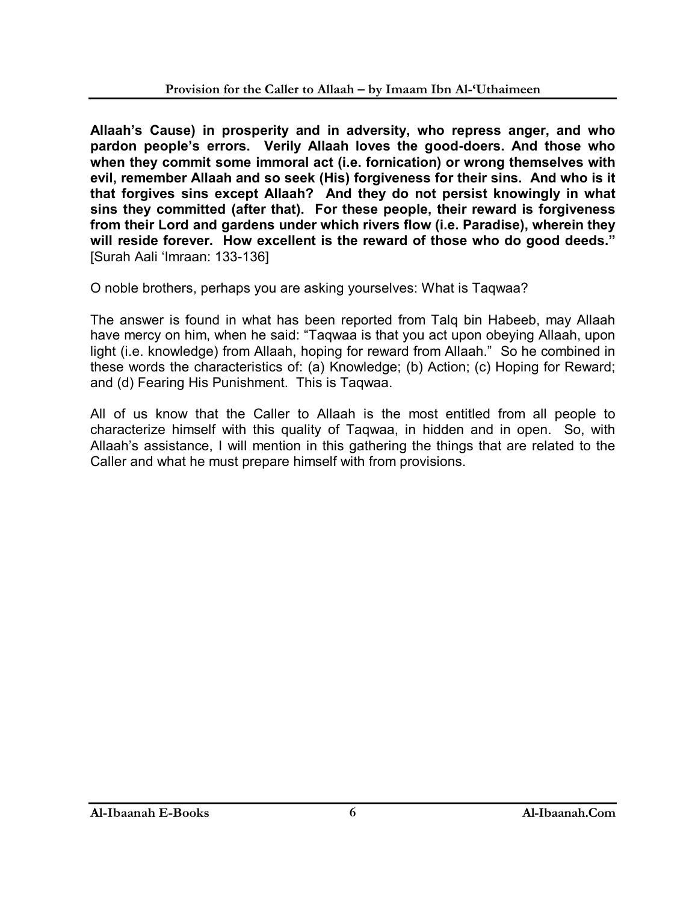**Allaah's Cause) in prosperity and in adversity, who repress anger, and who pardon people's errors. Verily Allaah loves the good-doers. And those who when they commit some immoral act (i.e. fornication) or wrong themselves with evil, remember Allaah and so seek (His) forgiveness for their sins. And who is it that forgives sins except Allaah? And they do not persist knowingly in what sins they committed (after that). For these people, their reward is forgiveness from their Lord and gardens under which rivers flow (i.e. Paradise), wherein they will reside forever. How excellent is the reward of those who do good deeds."** [Surah Aali 'Imraan: 133-136]

O noble brothers, perhaps you are asking yourselves: What is Taqwaa?

The answer is found in what has been reported from Talq bin Habeeb, may Allaah have mercy on him, when he said: "Taqwaa is that you act upon obeying Allaah, upon light (i.e. knowledge) from Allaah, hoping for reward from Allaah." So he combined in these words the characteristics of: (a) Knowledge; (b) Action; (c) Hoping for Reward; and (d) Fearing His Punishment. This is Taqwaa.

All of us know that the Caller to Allaah is the most entitled from all people to characterize himself with this quality of Taqwaa, in hidden and in open. So, with Allaah's assistance, I will mention in this gathering the things that are related to the Caller and what he must prepare himself with from provisions.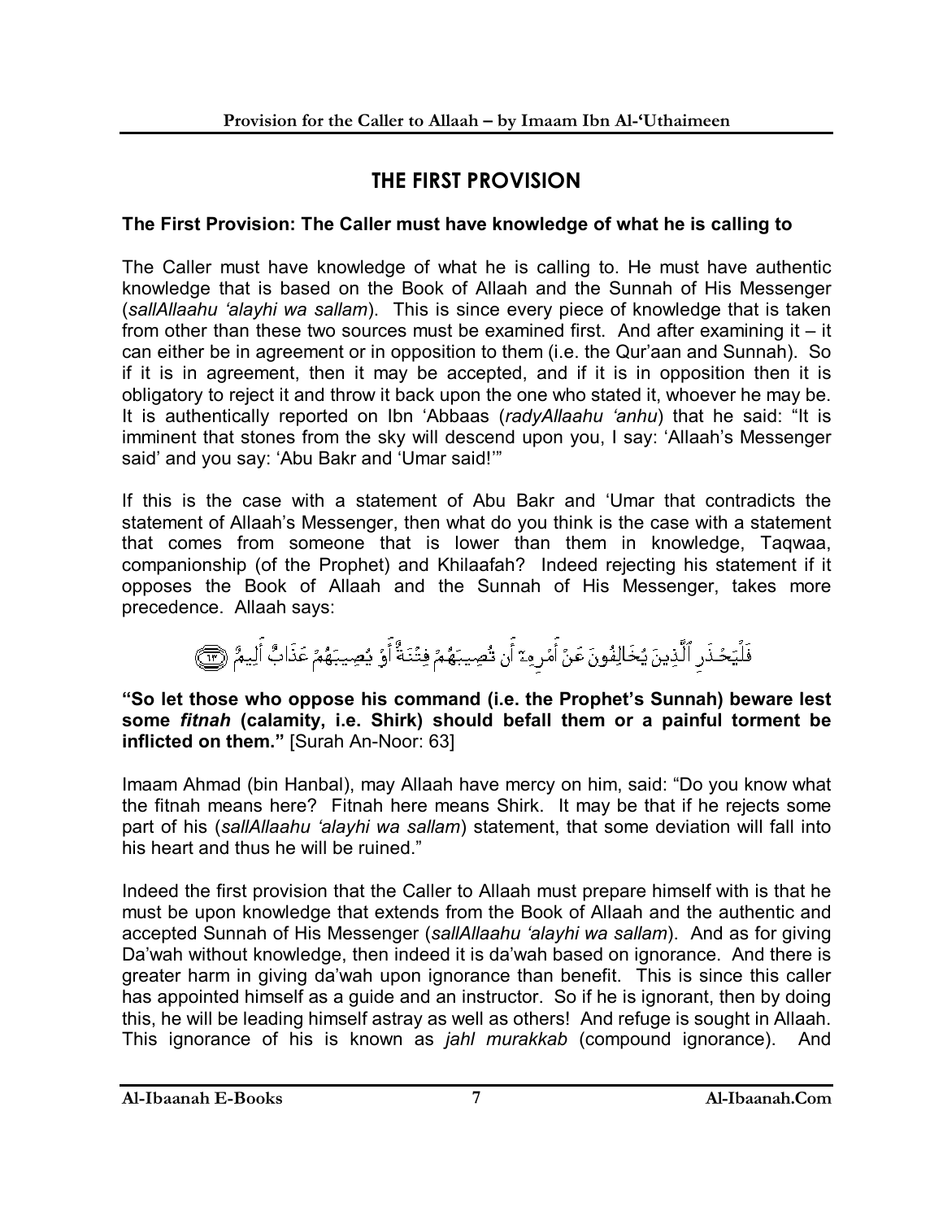## THE FIRST PROVISION

**The First Provision: The Caller must have knowledge of what he is calling to**

The Caller must have knowledge of what he is calling to. He must have authentic knowledge that is based on the Book of Allaah and the Sunnah of His Messenger (*sallAllaahu 'alayhi wa sallam*). This is since every piece of knowledge that is taken from other than these two sources must be examined first. And after examining it – it can either be in agreement or in opposition to them (i.e. the Qur'aan and Sunnah). So if it is in agreement, then it may be accepted, and if it is in opposition then it is obligatory to reject it and throw it back upon the one who stated it, whoever he may be. It is authentically reported on Ibn 'Abbaas (*radyAllaahu 'anhu*) that he said: "It is imminent that stones from the sky will descend upon you, I say: 'Allaah's Messenger said' and you say: 'Abu Bakr and 'Umar said!'"

If this is the case with a statement of Abu Bakr and 'Umar that contradicts the statement of Allaah's Messenger, then what do you think is the case with a statement that comes from someone that is lower than them in knowledge, Taqwaa, companionship (of the Prophet) and Khilaafah? Indeed rejecting his statement if it opposes the Book of Allaah and the Sunnah of His Messenger, takes more precedence. Allaah says:

فَلْيَحْذَرِ ٱلَّذِينَ يُخَالِفُونَ عَنْ أَمْرِهِۦٓ أَن تُصِيبَهُمْ فِتْنَةٌ أَوْ يُصِيبَهُمْ عَذَابٌ أَلِيمٌ ﴿٦٣﴾

**"So let those who oppose his command (i.e. the Prophet's Sunnah) beware lest some *fitnah* (calamity, i.e. Shirk) should befall them or a painful torment be inflicted on them."** [Surah An-Noor: 63]

Imaam Ahmad (bin Hanbal), may Allaah have mercy on him, said: "Do you know what the fitnah means here? Fitnah here means Shirk. It may be that if he rejects some part of his (*sallAllaahu 'alayhi wa sallam*) statement, that some deviation will fall into his heart and thus he will be ruined."

Indeed the first provision that the Caller to Allaah must prepare himself with is that he must be upon knowledge that extends from the Book of Allaah and the authentic and accepted Sunnah of His Messenger (*sallAllaahu 'alayhi wa sallam*). And as for giving Da'wah without knowledge, then indeed it is da'wah based on ignorance. And there is greater harm in giving da'wah upon ignorance than benefit. This is since this caller has appointed himself as a guide and an instructor. So if he is ignorant, then by doing this, he will be leading himself astray as well as others! And refuge is sought in Allaah. This ignorance of his is known as *jahl murakkab* (compound ignorance). And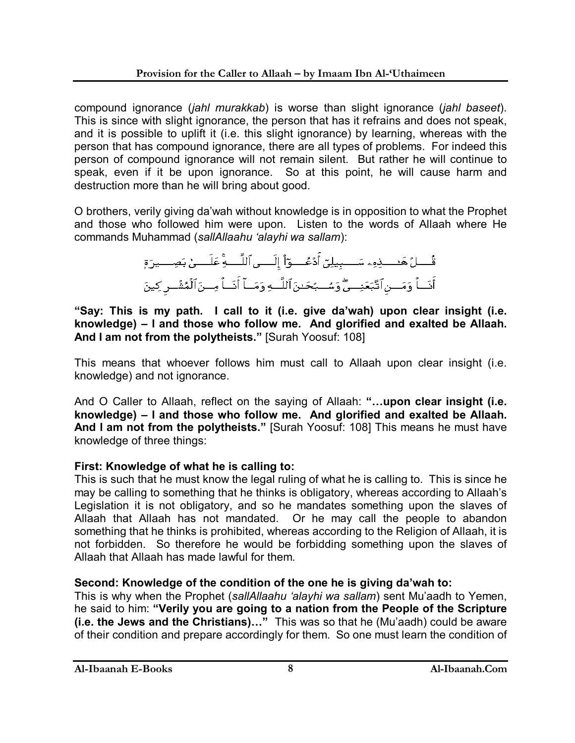compound ignorance (*jahl murakkab*) is worse than slight ignorance (*jahl baseet*). This is since with slight ignorance, the person that has it refrains and does not speak, and it is possible to uplift it (i.e. this slight ignorance) by learning, whereas with the person that has compound ignorance, there are all types of problems. For indeed this person of compound ignorance will not remain silent. But rather he will continue to speak, even if it be upon ignorance. So at this point, he will cause harm and destruction more than he will bring about good.

O brothers, verily giving da'wah without knowledge is in opposition to what the Prophet and those who followed him were upon. Listen to the words of Allaah where He commands Muhammad (*sallAllaahu 'alayhi wa sallam*):

قُلْ هَٰذِهِۦ سَبِيلِىٓ أَدْعُوٓا۟ إِلَى ٱللَّهِ ۚ عَلَىٰ بَصِيرَةٍ أَنَا۠ وَمَنِ ٱتَّبَعَنِى ۖ وَسُبْحَٰنَ ٱللَّهِ وَمَآ أَنَا۠ مِنَ ٱلْمُشْرِكِينَ

**"Say: This is my path. I call to it (i.e. give da'wah) upon clear insight (i.e. knowledge) – I and those who follow me. And glorified and exalted be Allaah. And I am not from the polytheists."** [Surah Yoosuf: 108]

This means that whoever follows him must call to Allaah upon clear insight (i.e. knowledge) and not ignorance.

And O Caller to Allaah, reflect on the saying of Allaah: **"…upon clear insight (i.e. knowledge) – I and those who follow me. And glorified and exalted be Allaah. And I am not from the polytheists."** [Surah Yoosuf: 108] This means he must have knowledge of three things:

**First: Knowledge of what he is calling to:**
This is such that he must know the legal ruling of what he is calling to. This is since he may be calling to something that he thinks is obligatory, whereas according to Allaah's Legislation it is not obligatory, and so he mandates something upon the slaves of Allaah that Allaah has not mandated. Or he may call the people to abandon something that he thinks is prohibited, whereas according to the Religion of Allaah, it is not forbidden. So therefore he would be forbidding something upon the slaves of Allaah that Allaah has made lawful for them.

**Second: Knowledge of the condition of the one he is giving da'wah to:**
This is why when the Prophet (*sallAllaahu 'alayhi wa sallam*) sent Mu'aadh to Yemen, he said to him: **"Verily you are going to a nation from the People of the Scripture (i.e. the Jews and the Christians)…"** This was so that he (Mu'aadh) could be aware of their condition and prepare accordingly for them. So one must learn the condition of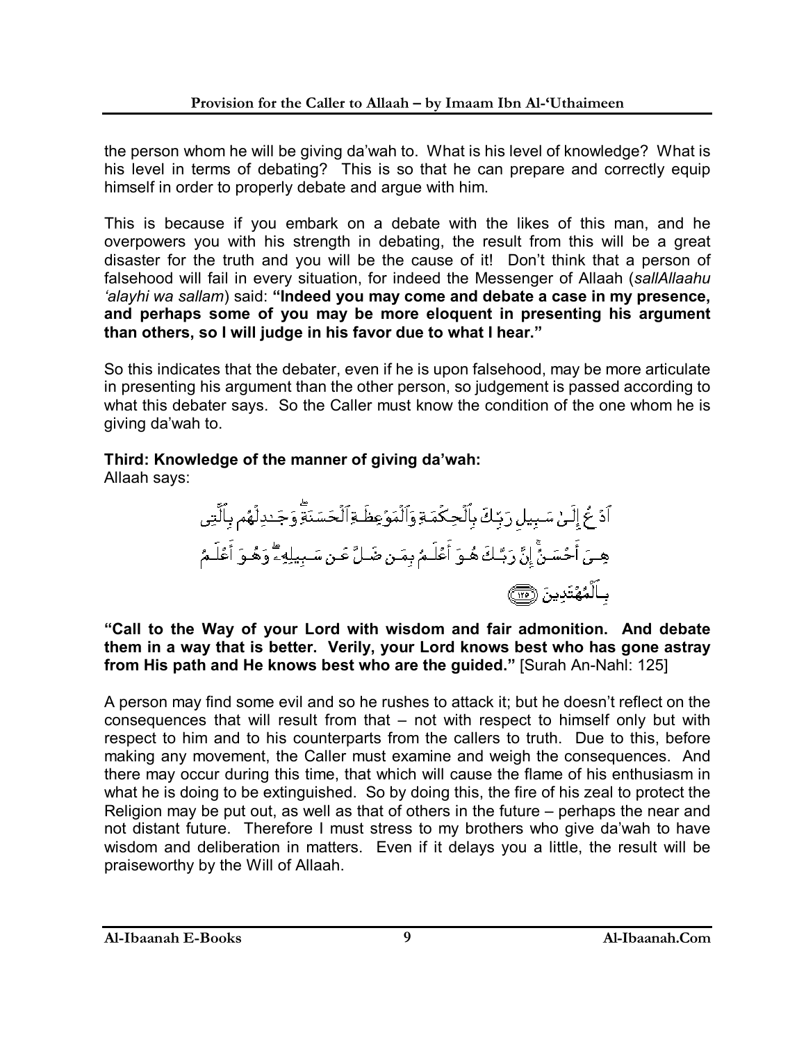the person whom he will be giving da'wah to. What is his level of knowledge? What is his level in terms of debating? This is so that he can prepare and correctly equip himself in order to properly debate and argue with him.

This is because if you embark on a debate with the likes of this man, and he overpowers you with his strength in debating, the result from this will be a great disaster for the truth and you will be the cause of it! Don't think that a person of falsehood will fail in every situation, for indeed the Messenger of Allaah (*sallAllaahu 'alayhi wa sallam*) said: **"Indeed you may come and debate a case in my presence, and perhaps some of you may be more eloquent in presenting his argument than others, so I will judge in his favor due to what I hear."**

So this indicates that the debater, even if he is upon falsehood, may be more articulate in presenting his argument than the other person, so judgement is passed according to what this debater says. So the Caller must know the condition of the one whom he is giving da'wah to.

**Third: Knowledge of the manner of giving da'wah:**
Allaah says:

ٱدْعُ إِلَىٰ سَبِيلِ رَبِّكَ بِٱلْحِكْمَةِ وَٱلْمَوْعِظَةِ ٱلْحَسَنَةِ ۖ وَجَـٰدِلْهُم بِٱلَّتِى هِىَ أَحْسَنُ ۚ إِنَّ رَبَّكَ هُوَ أَعْلَمُ بِمَن ضَلَّ عَن سَبِيلِهِۦ ۖ وَهُوَ أَعْلَمُ بِٱلْمُهْتَدِينَ ﴿١٢٥﴾

**"Call to the Way of your Lord with wisdom and fair admonition. And debate them in a way that is better. Verily, your Lord knows best who has gone astray from His path and He knows best who are the guided."** [Surah An-Nahl: 125]

A person may find some evil and so he rushes to attack it; but he doesn't reflect on the consequences that will result from that – not with respect to himself only but with respect to him and to his counterparts from the callers to truth. Due to this, before making any movement, the Caller must examine and weigh the consequences. And there may occur during this time, that which will cause the flame of his enthusiasm in what he is doing to be extinguished. So by doing this, the fire of his zeal to protect the Religion may be put out, as well as that of others in the future – perhaps the near and not distant future. Therefore I must stress to my brothers who give da'wah to have wisdom and deliberation in matters. Even if it delays you a little, the result will be praiseworthy by the Will of Allaah.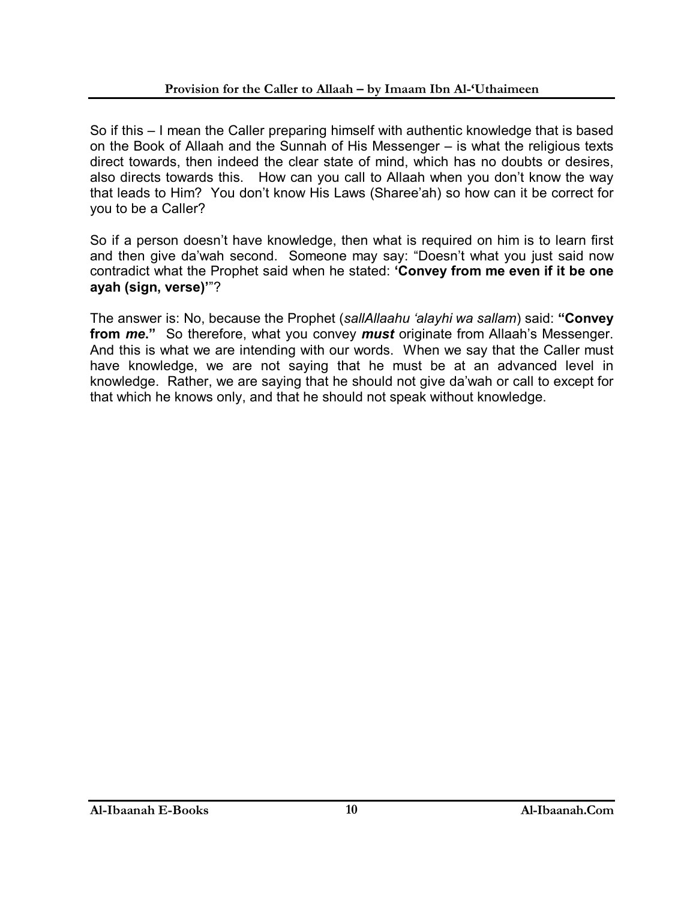So if this – I mean the Caller preparing himself with authentic knowledge that is based on the Book of Allaah and the Sunnah of His Messenger – is what the religious texts direct towards, then indeed the clear state of mind, which has no doubts or desires, also directs towards this. How can you call to Allaah when you don't know the way that leads to Him? You don't know His Laws (Sharee'ah) so how can it be correct for you to be a Caller?

So if a person doesn't have knowledge, then what is required on him is to learn first and then give da'wah second. Someone may say: "Doesn't what you just said now contradict what the Prophet said when he stated: **'Convey from me even if it be one ayah (sign, verse)'**"?

The answer is: No, because the Prophet (*sallAllaahu 'alayhi wa sallam*) said: **"Convey from *me*."** So therefore, what you convey ***must*** originate from Allaah's Messenger. And this is what we are intending with our words. When we say that the Caller must have knowledge, we are not saying that he must be at an advanced level in knowledge. Rather, we are saying that he should not give da'wah or call to except for that which he knows only, and that he should not speak without knowledge.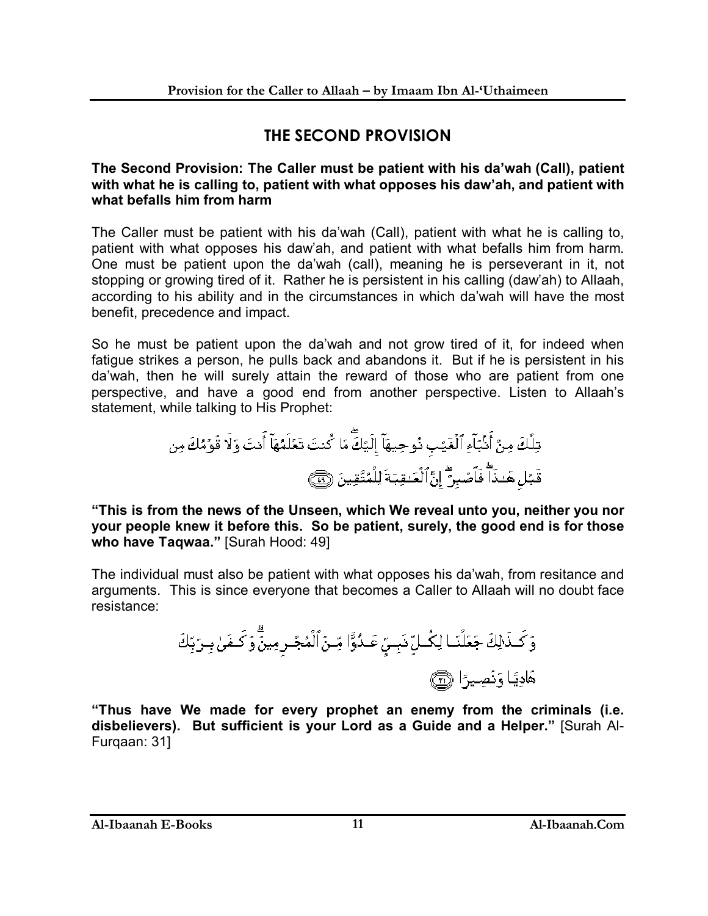## THE SECOND PROVISION

**The Second Provision: The Caller must be patient with his da'wah (Call), patient with what he is calling to, patient with what opposes his daw'ah, and patient with what befalls him from harm**

The Caller must be patient with his da'wah (Call), patient with what he is calling to, patient with what opposes his daw'ah, and patient with what befalls him from harm. One must be patient upon the da'wah (call), meaning he is perseverant in it, not stopping or growing tired of it. Rather he is persistent in his calling (daw'ah) to Allaah, according to his ability and in the circumstances in which da'wah will have the most benefit, precedence and impact.

So he must be patient upon the da'wah and not grow tired of it, for indeed when fatigue strikes a person, he pulls back and abandons it. But if he is persistent in his da'wah, then he will surely attain the reward of those who are patient from one perspective, and have a good end from another perspective. Listen to Allaah's statement, while talking to His Prophet:

تِلْكَ مِنْ أَنۢبَآءِ ٱلْغَيْبِ نُوحِيهَآ إِلَيْكَ ۖ مَا كُنتَ تَعْلَمُهَآ أَنتَ وَلَا قَوْمُكَ مِن قَبْلِ هَـٰذَا ۖ فَٱصْبِرْ ۖ إِنَّ ٱلْعَـٰقِبَةَ لِلْمُتَّقِينَ ﴿٤٩﴾

**"This is from the news of the Unseen, which We reveal unto you, neither you nor your people knew it before this. So be patient, surely, the good end is for those who have Taqwaa."** [Surah Hood: 49]

The individual must also be patient with what opposes his da'wah, from resitance and arguments. This is since everyone that becomes a Caller to Allaah will no doubt face resistance:

وَكَذَٰلِكَ جَعَلْنَا لِكُلِّ نَبِيٍّ عَدُوًّا مِّنَ ٱلْمُجْرِمِينَ ۗ وَكَفَىٰ بِرَبِّكَ هَادِيًا وَنَصِيرًا ﴿٣١﴾

**"Thus have We made for every prophet an enemy from the criminals (i.e. disbelievers). But sufficient is your Lord as a Guide and a Helper."** [Surah Al-Furqaan: 31]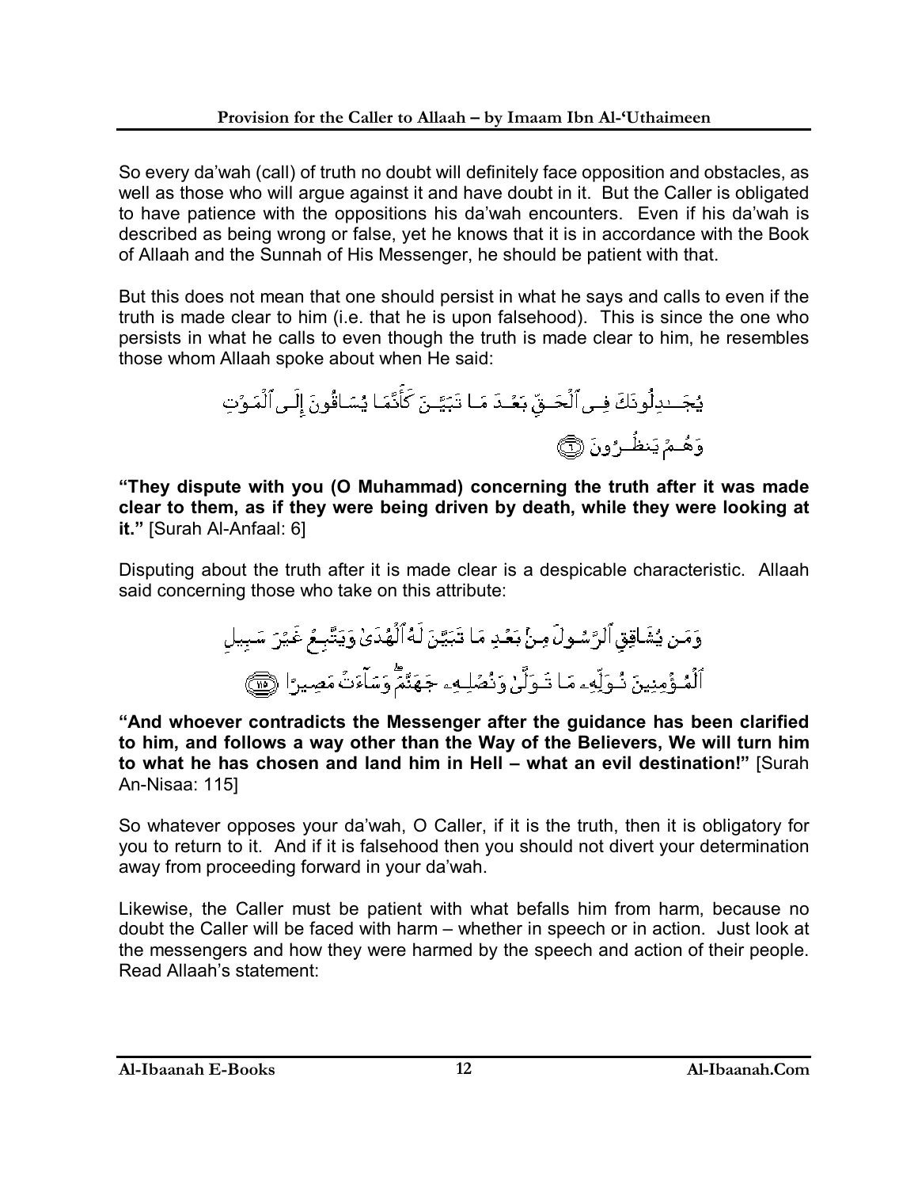So every da'wah (call) of truth no doubt will definitely face opposition and obstacles, as well as those who will argue against it and have doubt in it. But the Caller is obligated to have patience with the oppositions his da'wah encounters. Even if his da'wah is described as being wrong or false, yet he knows that it is in accordance with the Book of Allaah and the Sunnah of His Messenger, he should be patient with that.

But this does not mean that one should persist in what he says and calls to even if the truth is made clear to him (i.e. that he is upon falsehood). This is since the one who persists in what he calls to even though the truth is made clear to him, he resembles those whom Allaah spoke about when He said:

يُجَٰدِلُونَكَ فِى ٱلْحَقِّ بَعْدَ مَا تَبَيَّنَ كَأَنَّمَا يُسَاقُونَ إِلَى ٱلْمَوْتِ وَهُمْ يَنظُرُونَ ﴿٦﴾

**"They dispute with you (O Muhammad) concerning the truth after it was made clear to them, as if they were being driven by death, while they were looking at it."** [Surah Al-Anfaal: 6]

Disputing about the truth after it is made clear is a despicable characteristic. Allaah said concerning those who take on this attribute:

وَمَن يُشَاقِقِ ٱلرَّسُولَ مِنۢ بَعْدِ مَا تَبَيَّنَ لَهُ ٱلْهُدَىٰ وَيَتَّبِعْ غَيْرَ سَبِيلِ ٱلْمُؤْمِنِينَ نُوَلِّهِۦ مَا تَوَلَّىٰ وَنُصْلِهِۦ جَهَنَّمَ ۖ وَسَآءَتْ مَصِيرًا ﴿١١٥﴾

**"And whoever contradicts the Messenger after the guidance has been clarified to him, and follows a way other than the Way of the Believers, We will turn him to what he has chosen and land him in Hell – what an evil destination!"** [Surah An-Nisaa: 115]

So whatever opposes your da'wah, O Caller, if it is the truth, then it is obligatory for you to return to it. And if it is falsehood then you should not divert your determination away from proceeding forward in your da'wah.

Likewise, the Caller must be patient with what befalls him from harm, because no doubt the Caller will be faced with harm – whether in speech or in action. Just look at the messengers and how they were harmed by the speech and action of their people. Read Allaah's statement: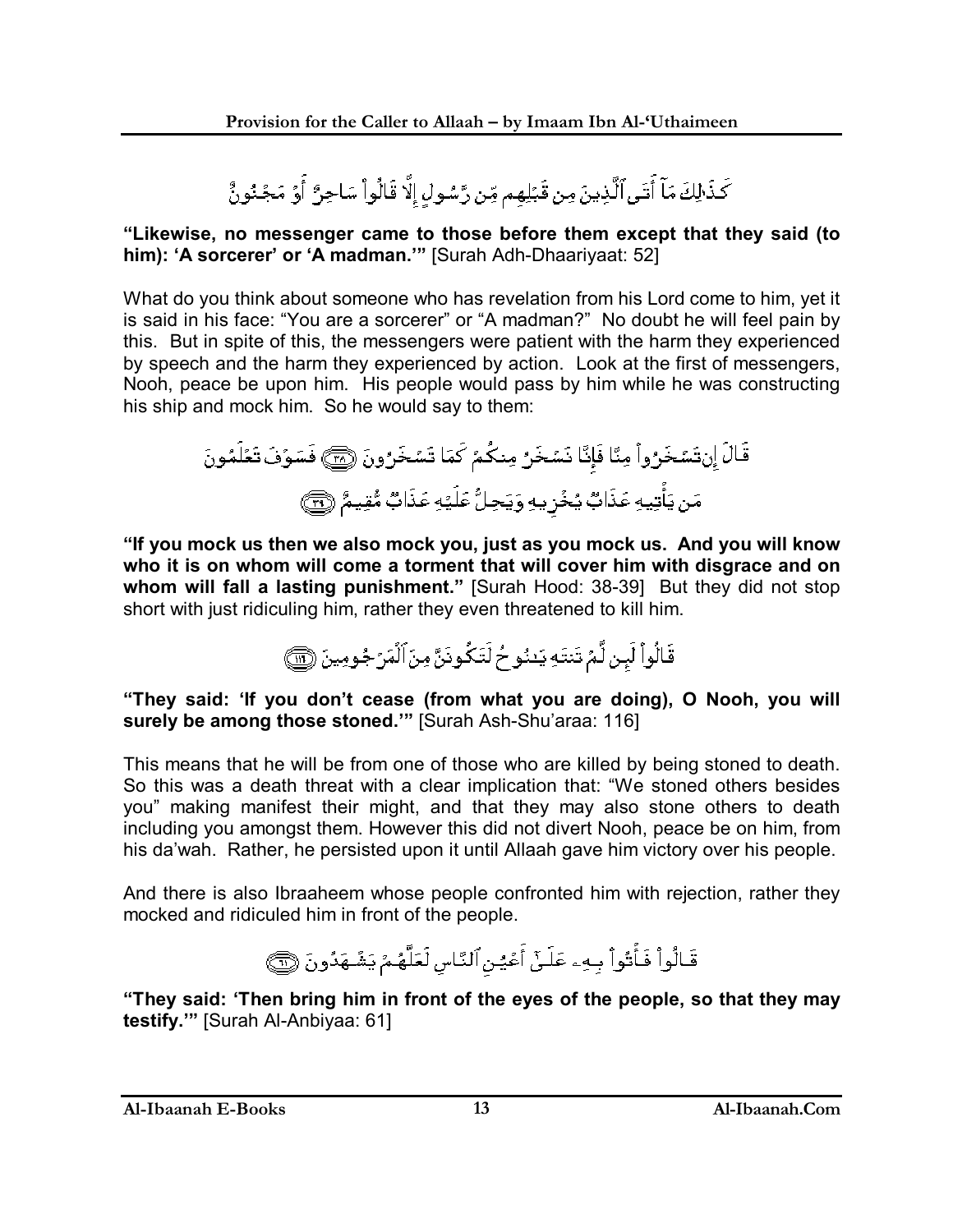كَذَٰلِكَ مَآ أَتَى ٱلَّذِينَ مِن قَبْلِهِم مِّن رَّسُولٍ إِلَّا قَالُوا۟ سَاحِرٌ أَوْ مَجْنُونٌ

**"Likewise, no messenger came to those before them except that they said (to him): 'A sorcerer' or 'A madman.'"** [Surah Adh-Dhaariyaat: 52]

What do you think about someone who has revelation from his Lord come to him, yet it is said in his face: "You are a sorcerer" or "A madman?" No doubt he will feel pain by this. But in spite of this, the messengers were patient with the harm they experienced by speech and the harm they experienced by action. Look at the first of messengers, Nooh, peace be upon him. His people would pass by him while he was constructing his ship and mock him. So he would say to them:

قَالَ إِن تَسْخَرُوا۟ مِنَّا فَإِنَّا نَسْخَرُ مِنكُمْ كَمَا تَسْخَرُونَ ﴿٣٨﴾ فَسَوْفَ تَعْلَمُونَ مَن يَأْتِيهِ عَذَابٌ يُخْزِيهِ وَيَحِلُّ عَلَيْهِ عَذَابٌ مُّقِيمٌ ﴿٣٩﴾

**"If you mock us then we also mock you, just as you mock us. And you will know who it is on whom will come a torment that will cover him with disgrace and on whom will fall a lasting punishment."** [Surah Hood: 38-39] But they did not stop short with just ridiculing him, rather they even threatened to kill him.

قَالُوا۟ لَئِن لَّمْ تَنتَهِ يَٰنُوحُ لَتَكُونَنَّ مِنَ ٱلْمَرْجُومِينَ ﴿١١٦﴾

**"They said: 'If you don't cease (from what you are doing), O Nooh, you will surely be among those stoned.'"** [Surah Ash-Shu'araa: 116]

This means that he will be from one of those who are killed by being stoned to death. So this was a death threat with a clear implication that: "We stoned others besides you" making manifest their might, and that they may also stone others to death including you amongst them. However this did not divert Nooh, peace be on him, from his da'wah. Rather, he persisted upon it until Allaah gave him victory over his people.

And there is also Ibraaheem whose people confronted him with rejection, rather they mocked and ridiculed him in front of the people.

قَالُوا۟ فَأْتُوا۟ بِهِۦ عَلَىٰٓ أَعْيُنِ ٱلنَّاسِ لَعَلَّهُمْ يَشْهَدُونَ ﴿٦١﴾

**"They said: 'Then bring him in front of the eyes of the people, so that they may testify.'"** [Surah Al-Anbiyaa: 61]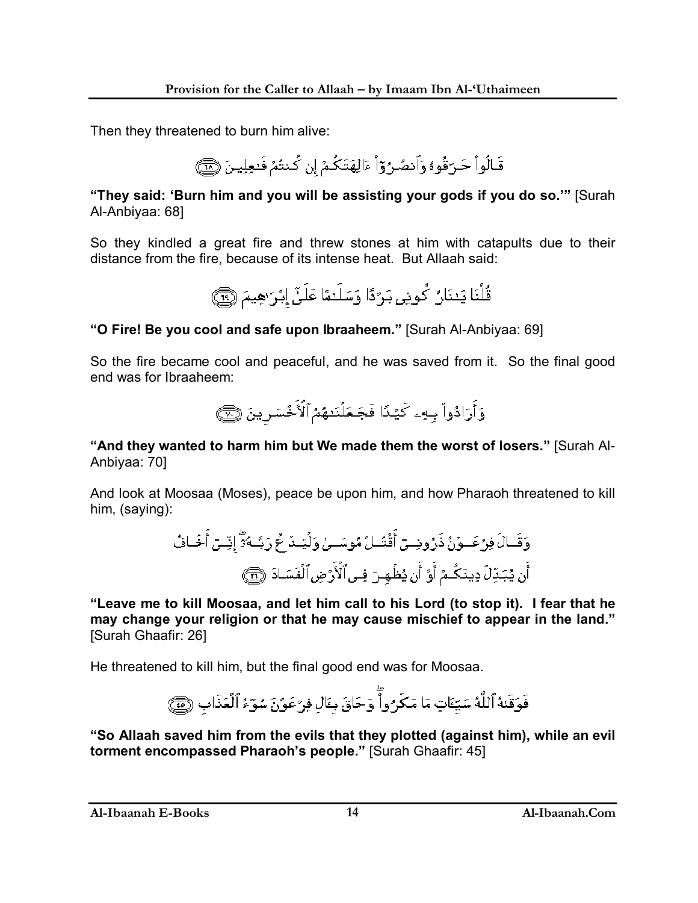Then they threatened to burn him alive:

قَالُوا۟ حَرِّقُوهُ وَٱنصُرُوٓا۟ ءَالِهَتَكُمْ إِن كُنتُمْ فَٰعِلِينَ ﴿٦٨﴾

**"They said: 'Burn him and you will be assisting your gods if you do so.'"** [Surah Al-Anbiyaa: 68]

So they kindled a great fire and threw stones at him with catapults due to their distance from the fire, because of its intense heat. But Allaah said:

قُلْنَا يَٰنَارُ كُونِى بَرْدًا وَسَلَٰمًا عَلَىٰٓ إِبْرَٰهِيمَ ﴿٦٩﴾

**"O Fire! Be you cool and safe upon Ibraaheem."** [Surah Al-Anbiyaa: 69]

So the fire became cool and peaceful, and he was saved from it. So the final good end was for Ibraaheem:

وَأَرَادُوا۟ بِهِۦ كَيْدًا فَجَعَلْنَٰهُمُ ٱلْأَخْسَرِينَ ﴿٧٠﴾

**"And they wanted to harm him but We made them the worst of losers."** [Surah Al-Anbiyaa: 70]

And look at Moosaa (Moses), peace be upon him, and how Pharaoh threatened to kill him, (saying):

وَقَالَ فِرْعَوْنُ ذَرُونِىٓ أَقْتُلْ مُوسَىٰ وَلْيَدْعُ رَبَّهُۥٓ ۖ إِنِّىٓ أَخَافُ أَن يُبَدِّلَ دِينَكُمْ أَوْ أَن يُظْهِرَ فِى ٱلْأَرْضِ ٱلْفَسَادَ ﴿٢٦﴾

**"Leave me to kill Moosaa, and let him call to his Lord (to stop it). I fear that he may change your religion or that he may cause mischief to appear in the land."** [Surah Ghaafir: 26]

He threatened to kill him, but the final good end was for Moosaa.

فَوَقَىٰهُ ٱللَّهُ سَيِّـَٔاتِ مَا مَكَرُوا۟ ۖ وَحَاقَ بِـَٔالِ فِرْعَوْنَ سُوٓءُ ٱلْعَذَابِ ﴿٤٥﴾

**"So Allaah saved him from the evils that they plotted (against him), while an evil torment encompassed Pharaoh's people."** [Surah Ghaafir: 45]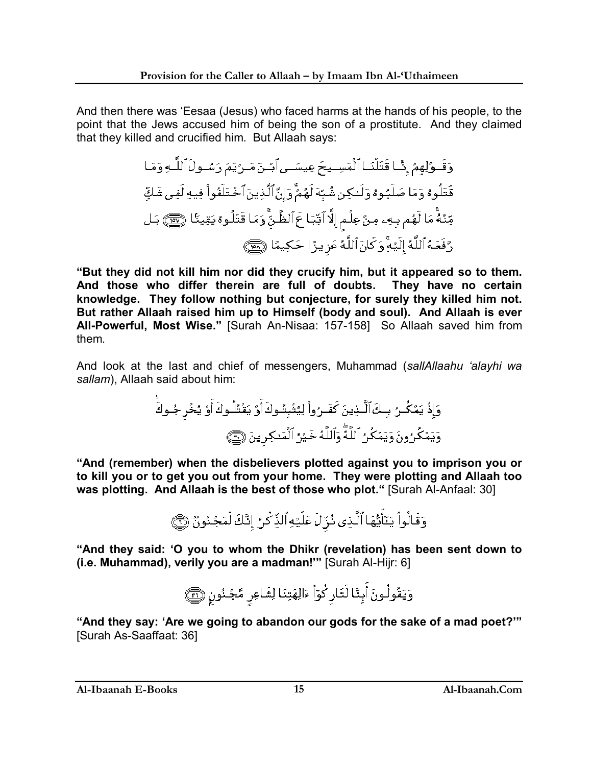And then there was 'Eesaa (Jesus) who faced harms at the hands of his people, to the point that the Jews accused him of being the son of a prostitute. And they claimed that they killed and crucified him. But Allaah says:

وَقَوْلِهِمْ إِنَّا قَتَلْنَا ٱلْمَسِيحَ عِيسَى ٱبْنَ مَرْيَمَ رَسُولَ ٱللَّهِ وَمَا قَتَلُوهُ وَمَا صَلَبُوهُ وَلَٰكِن شُبِّهَ لَهُمْ ۚ وَإِنَّ ٱلَّذِينَ ٱخْتَلَفُوا۟ فِيهِ لَفِى شَكٍّ مِّنْهُ ۚ مَا لَهُم بِهِۦ مِنْ عِلْمٍ إِلَّا ٱتِّبَاعَ ٱلظَّنِّ ۚ وَمَا قَتَلُوهُ يَقِينًۢا ﴿١٥٧﴾ بَل رَّفَعَهُ ٱللَّهُ إِلَيْهِ ۚ وَكَانَ ٱللَّهُ عَزِيزًا حَكِيمًا ﴿١٥٨﴾

**"But they did not kill him nor did they crucify him, but it appeared so to them. And those who differ therein are full of doubts. They have no certain knowledge. They follow nothing but conjecture, for surely they killed him not. But rather Allaah raised him up to Himself (body and soul). And Allaah is ever All-Powerful, Most Wise."** [Surah An-Nisaa: 157-158] So Allaah saved him from them.

And look at the last and chief of messengers, Muhammad (*sallAllaahu 'alayhi wa sallam*), Allaah said about him:

وَإِذْ يَمْكُرُ بِكَ ٱلَّذِينَ كَفَرُوا۟ لِيُثْبِتُوكَ أَوْ يَقْتُلُوكَ أَوْ يُخْرِجُوكَ ۚ وَيَمْكُرُونَ وَيَمْكُرُ ٱللَّهُ ۖ وَٱللَّهُ خَيْرُ ٱلْمَٰكِرِينَ ﴿٣٠﴾

**"And (remember) when the disbelievers plotted against you to imprison you or to kill you or to get you out from your home. They were plotting and Allaah too was plotting. And Allaah is the best of those who plot."** [Surah Al-Anfaal: 30]

وَقَالُوا۟ يَٰٓأَيُّهَا ٱلَّذِى نُزِّلَ عَلَيْهِ ٱلذِّكْرُ إِنَّكَ لَمَجْنُونٌ ﴿٦﴾

**"And they said: 'O you to whom the Dhikr (revelation) has been sent down to (i.e. Muhammad), verily you are a madman!'"** [Surah Al-Hijr: 6]

وَيَقُولُونَ أَئِنَّا لَتَارِكُوٓا۟ ءَالِهَتِنَا لِشَاعِرٍ مَّجْنُونٍۭ ﴿٣٦﴾

**"And they say: 'Are we going to abandon our gods for the sake of a mad poet?'"** [Surah As-Saaffaat: 36]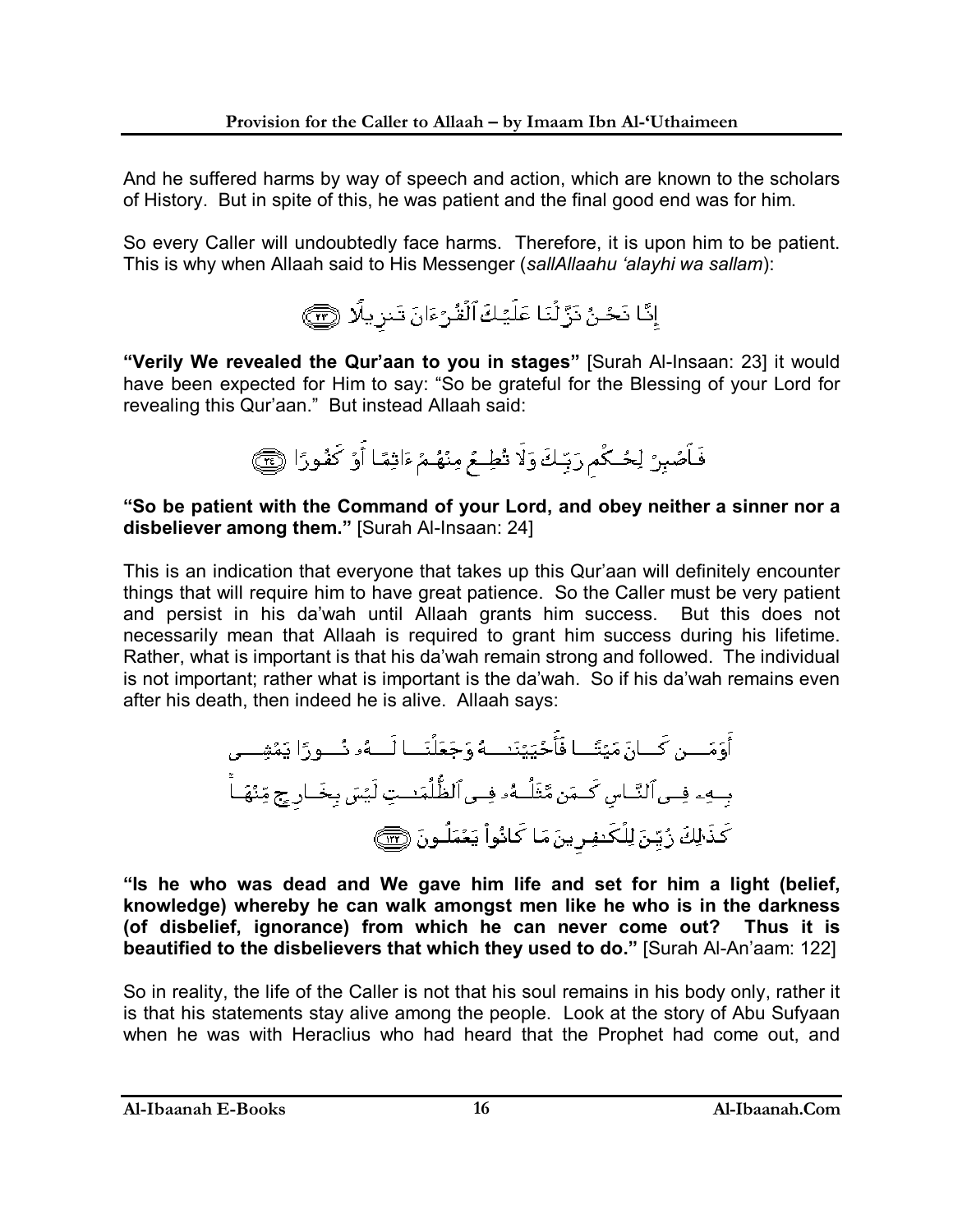And he suffered harms by way of speech and action, which are known to the scholars of History. But in spite of this, he was patient and the final good end was for him.

So every Caller will undoubtedly face harms. Therefore, it is upon him to be patient. This is why when Allaah said to His Messenger (*sallAllaahu 'alayhi wa sallam*):

إِنَّا نَحْنُ نَزَّلْنَا عَلَيْكَ ٱلْقُرْءَانَ تَنزِيلًا ﴿٢٣﴾

**"Verily We revealed the Qur'aan to you in stages"** [Surah Al-Insaan: 23] it would have been expected for Him to say: "So be grateful for the Blessing of your Lord for revealing this Qur'aan." But instead Allaah said:

فَٱصْبِرْ لِحُكْمِ رَبِّكَ وَلَا تُطِعْ مِنْهُمْ ءَاثِمًا أَوْ كَفُورًا ﴿٢٤﴾

**"So be patient with the Command of your Lord, and obey neither a sinner nor a disbeliever among them."** [Surah Al-Insaan: 24]

This is an indication that everyone that takes up this Qur'aan will definitely encounter things that will require him to have great patience. So the Caller must be very patient and persist in his da'wah until Allaah grants him success. But this does not necessarily mean that Allaah is required to grant him success during his lifetime. Rather, what is important is that his da'wah remain strong and followed. The individual is not important; rather what is important is the da'wah. So if his da'wah remains even after his death, then indeed he is alive. Allaah says:

أَوَمَن كَانَ مَيْتًا فَأَحْيَيْنَٰهُ وَجَعَلْنَا لَهُۥ نُورًا يَمْشِى بِهِۦ فِى ٱلنَّاسِ كَمَن مَّثَلُهُۥ فِى ٱلظُّلُمَٰتِ لَيْسَ بِخَارِجٍ مِّنْهَا ۚ كَذَٰلِكَ زُيِّنَ لِلْكَٰفِرِينَ مَا كَانُوا۟ يَعْمَلُونَ ﴿١٢٢﴾

**"Is he who was dead and We gave him life and set for him a light (belief, knowledge) whereby he can walk amongst men like he who is in the darkness (of disbelief, ignorance) from which he can never come out? Thus it is beautified to the disbelievers that which they used to do."** [Surah Al-An'aam: 122]

So in reality, the life of the Caller is not that his soul remains in his body only, rather it is that his statements stay alive among the people. Look at the story of Abu Sufyaan when he was with Heraclius who had heard that the Prophet had come out, and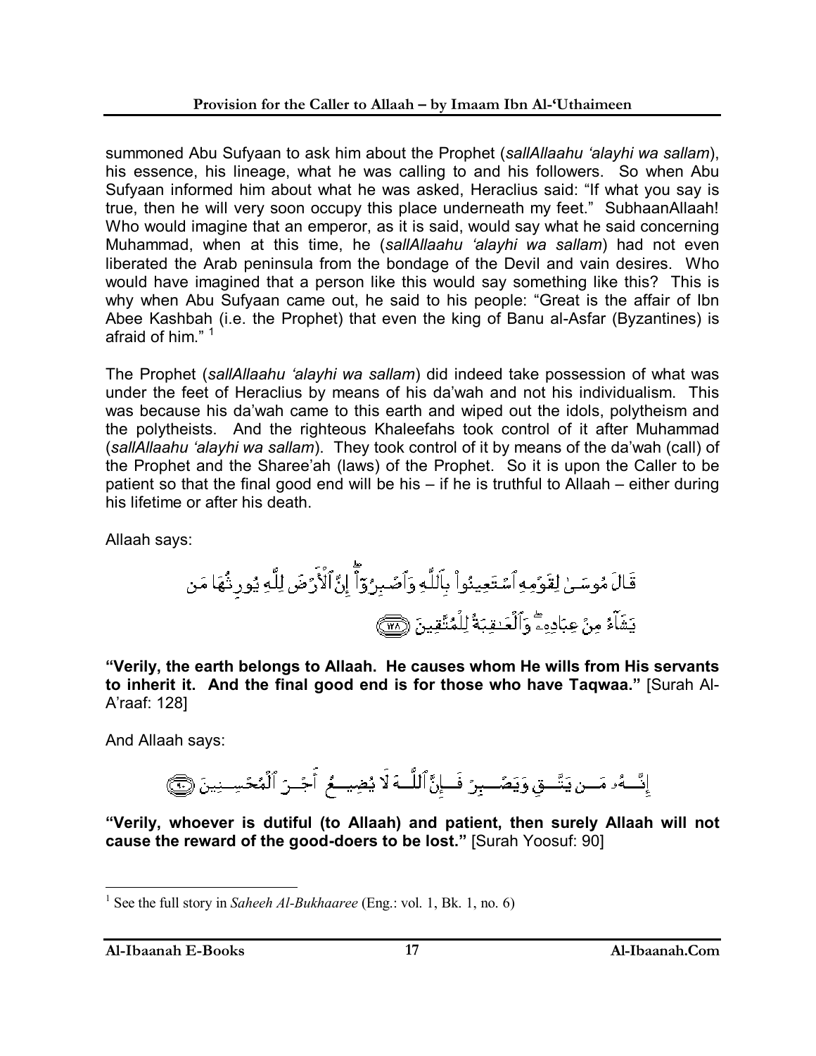summoned Abu Sufyaan to ask him about the Prophet (*sallAllaahu 'alayhi wa sallam*), his essence, his lineage, what he was calling to and his followers. So when Abu Sufyaan informed him about what he was asked, Heraclius said: "If what you say is true, then he will very soon occupy this place underneath my feet." SubhaanAllaah! Who would imagine that an emperor, as it is said, would say what he said concerning Muhammad, when at this time, he (*sallAllaahu 'alayhi wa sallam*) had not even liberated the Arab peninsula from the bondage of the Devil and vain desires. Who would have imagined that a person like this would say something like this? This is why when Abu Sufyaan came out, he said to his people: "Great is the affair of Ibn Abee Kashbah (i.e. the Prophet) that even the king of Banu al-Asfar (Byzantines) is afraid of him." [1]

The Prophet (*sallAllaahu 'alayhi wa sallam*) did indeed take possession of what was under the feet of Heraclius by means of his da'wah and not his individualism. This was because his da'wah came to this earth and wiped out the idols, polytheism and the polytheists. And the righteous Khaleefahs took control of it after Muhammad (*sallAllaahu 'alayhi wa sallam*). They took control of it by means of the da'wah (call) of the Prophet and the Sharee'ah (laws) of the Prophet. So it is upon the Caller to be patient so that the final good end will be his – if he is truthful to Allaah – either during his lifetime or after his death.

Allaah says:

قَالَ مُوسَىٰ لِقَوْمِهِ ٱسْتَعِينُوا۟ بِٱللَّهِ وَٱصْبِرُوٓا۟ ۖ إِنَّ ٱلْأَرْضَ لِلَّهِ يُورِثُهَا مَن يَشَآءُ مِنْ عِبَادِهِۦ ۖ وَٱلْعَٰقِبَةُ لِلْمُتَّقِينَ ﴿١٢٨﴾

**"Verily, the earth belongs to Allaah. He causes whom He wills from His servants to inherit it. And the final good end is for those who have Taqwaa."** [Surah Al-A'raaf: 128]

And Allaah says:

إِنَّهُۥ مَن يَتَّقِ وَيَصْبِرْ فَإِنَّ ٱللَّهَ لَا يُضِيعُ أَجْرَ ٱلْمُحْسِنِينَ ﴿٩٠﴾

**"Verily, whoever is dutiful (to Allaah) and patient, then surely Allaah will not cause the reward of the good-doers to be lost."** [Surah Yoosuf: 90]

---

[1] See the full story in *Saheeh Al-Bukhaaree* (Eng.: vol. 1, Bk. 1, no. 6)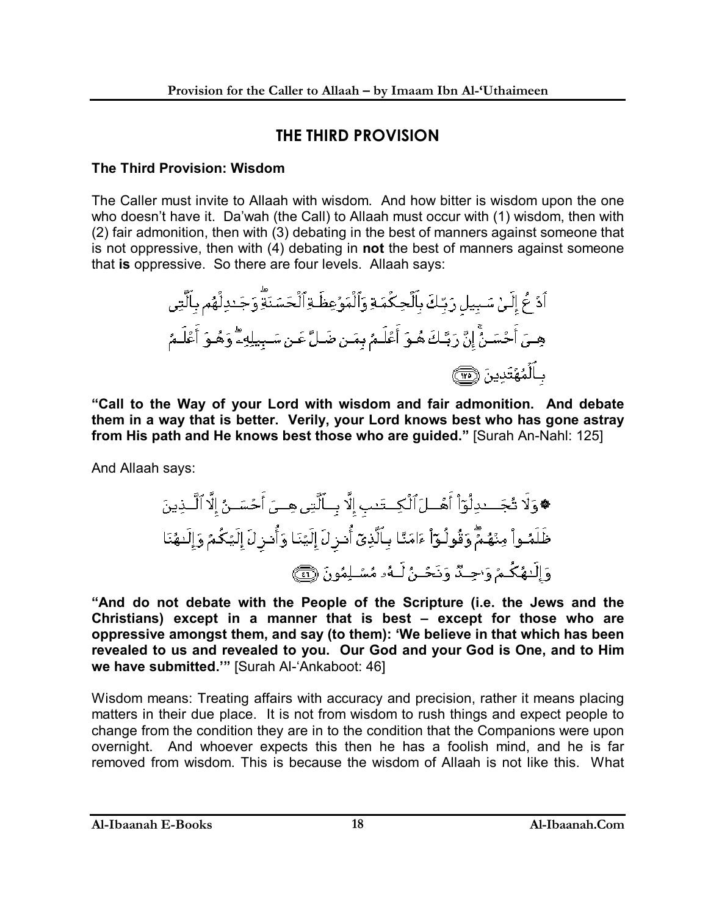## THE THIRD PROVISION

### The Third Provision: Wisdom

The Caller must invite to Allaah with wisdom. And how bitter is wisdom upon the one who doesn't have it. Da'wah (the Call) to Allaah must occur with (1) wisdom, then with (2) fair admonition, then with (3) debating in the best of manners against someone that is not oppressive, then with (4) debating in **not** the best of manners against someone that **is** oppressive. So there are four levels. Allaah says:

ٱدۡعُ إِلَىٰ سَبِيلِ رَبِّكَ بِٱلۡحِكۡمَةِ وَٱلۡمَوۡعِظَةِ ٱلۡحَسَنَةِۖ وَجَٰدِلۡهُم بِٱلَّتِي هِيَ أَحۡسَنُۚ إِنَّ رَبَّكَ هُوَ أَعۡلَمُ بِمَن ضَلَّ عَن سَبِيلِهِۦۖ وَهُوَ أَعۡلَمُ بِٱلۡمُهۡتَدِينَ ﴿١٢٥﴾

**"Call to the Way of your Lord with wisdom and fair admonition. And debate them in a way that is better. Verily, your Lord knows best who has gone astray from His path and He knows best those who are guided."** [Surah An-Nahl: 125]

And Allaah says:

۞ وَلَا تُجَٰدِلُوٓاْ أَهۡلَ ٱلۡكِتَٰبِ إِلَّا بِٱلَّتِي هِيَ أَحۡسَنُ إِلَّا ٱلَّذِينَ ظَلَمُواْ مِنۡهُمۡۖ وَقُولُوٓاْ ءَامَنَّا بِٱلَّذِيٓ أُنزِلَ إِلَيۡنَا وَأُنزِلَ إِلَيۡكُمۡ وَإِلَٰهُنَا وَإِلَٰهُكُمۡ وَٰحِدٞ وَنَحۡنُ لَهُۥ مُسۡلِمُونَ ﴿٤٦﴾

**"And do not debate with the People of the Scripture (i.e. the Jews and the Christians) except in a manner that is best – except for those who are oppressive amongst them, and say (to them): 'We believe in that which has been revealed to us and revealed to you. Our God and your God is One, and to Him we have submitted.'"** [Surah Al-'Ankaboot: 46]

Wisdom means: Treating affairs with accuracy and precision, rather it means placing matters in their due place. It is not from wisdom to rush things and expect people to change from the condition they are in to the condition that the Companions were upon overnight. And whoever expects this then he has a foolish mind, and he is far removed from wisdom. This is because the wisdom of Allaah is not like this. What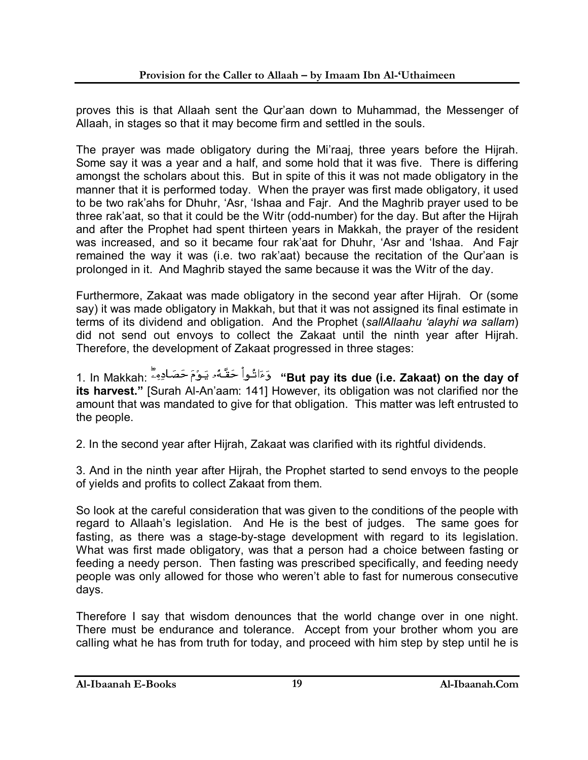proves this is that Allaah sent the Qur'aan down to Muhammad, the Messenger of Allaah, in stages so that it may become firm and settled in the souls.

The prayer was made obligatory during the Mi'raaj, three years before the Hijrah. Some say it was a year and a half, and some hold that it was five. There is differing amongst the scholars about this. But in spite of this it was not made obligatory in the manner that it is performed today. When the prayer was first made obligatory, it used to be two rak'ahs for Dhuhr, 'Asr, 'Ishaa and Fajr. And the Maghrib prayer used to be three rak'aat, so that it could be the Witr (odd-number) for the day. But after the Hijrah and after the Prophet had spent thirteen years in Makkah, the prayer of the resident was increased, and so it became four rak'aat for Dhuhr, 'Asr and 'Ishaa. And Fajr remained the way it was (i.e. two rak'aat) because the recitation of the Qur'aan is prolonged in it. And Maghrib stayed the same because it was the Witr of the day.

Furthermore, Zakaat was made obligatory in the second year after Hijrah. Or (some say) it was made obligatory in Makkah, but that it was not assigned its final estimate in terms of its dividend and obligation. And the Prophet (*sallAllaahu 'alayhi wa sallam*) did not send out envoys to collect the Zakaat until the ninth year after Hijrah. Therefore, the development of Zakaat progressed in three stages:

1. In Makkah: وَءَاتُواْ حَقَّهُۥ يَوۡمَ حَصَادِهِۦۖ **"But pay its due (i.e. Zakaat) on the day of its harvest."** [Surah Al-An'aam: 141] However, its obligation was not clarified nor the amount that was mandated to give for that obligation. This matter was left entrusted to the people.

2. In the second year after Hijrah, Zakaat was clarified with its rightful dividends.

3. And in the ninth year after Hijrah, the Prophet started to send envoys to the people of yields and profits to collect Zakaat from them.

So look at the careful consideration that was given to the conditions of the people with regard to Allaah's legislation. And He is the best of judges. The same goes for fasting, as there was a stage-by-stage development with regard to its legislation. What was first made obligatory, was that a person had a choice between fasting or feeding a needy person. Then fasting was prescribed specifically, and feeding needy people was only allowed for those who weren't able to fast for numerous consecutive days.

Therefore I say that wisdom denounces that the world change over in one night. There must be endurance and tolerance. Accept from your brother whom you are calling what he has from truth for today, and proceed with him step by step until he is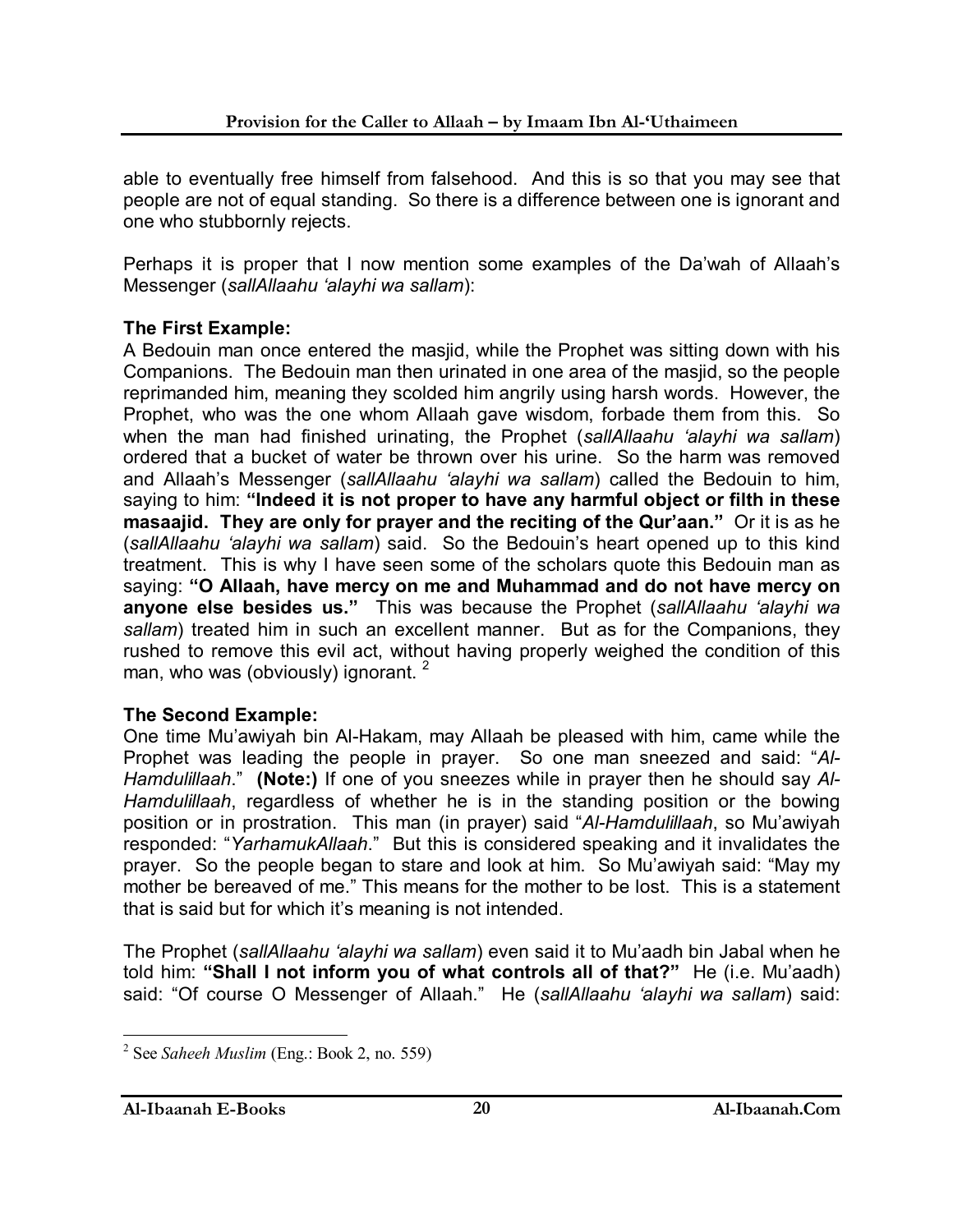able to eventually free himself from falsehood. And this is so that you may see that people are not of equal standing. So there is a difference between one is ignorant and one who stubbornly rejects.

Perhaps it is proper that I now mention some examples of the Da'wah of Allaah's Messenger (*sallAllaahu 'alayhi wa sallam*):

**The First Example:**
A Bedouin man once entered the masjid, while the Prophet was sitting down with his Companions. The Bedouin man then urinated in one area of the masjid, so the people reprimanded him, meaning they scolded him angrily using harsh words. However, the Prophet, who was the one whom Allaah gave wisdom, forbade them from this. So when the man had finished urinating, the Prophet (*sallAllaahu 'alayhi wa sallam*) ordered that a bucket of water be thrown over his urine. So the harm was removed and Allaah's Messenger (*sallAllaahu 'alayhi wa sallam*) called the Bedouin to him, saying to him: **"Indeed it is not proper to have any harmful object or filth in these masaajid. They are only for prayer and the reciting of the Qur'aan."** Or it is as he (*sallAllaahu 'alayhi wa sallam*) said. So the Bedouin's heart opened up to this kind treatment. This is why I have seen some of the scholars quote this Bedouin man as saying: **"O Allaah, have mercy on me and Muhammad and do not have mercy on anyone else besides us."** This was because the Prophet (*sallAllaahu 'alayhi wa sallam*) treated him in such an excellent manner. But as for the Companions, they rushed to remove this evil act, without having properly weighed the condition of this man, who was (obviously) ignorant. [2]

**The Second Example:**
One time Mu'awiyah bin Al-Hakam, may Allaah be pleased with him, came while the Prophet was leading the people in prayer. So one man sneezed and said: "*Al-Hamdulillaah*." **(Note:)** If one of you sneezes while in prayer then he should say *Al-Hamdulillaah*, regardless of whether he is in the standing position or the bowing position or in prostration. This man (in prayer) said "*Al-Hamdulillaah*, so Mu'awiyah responded: "*YarhamukAllaah*." But this is considered speaking and it invalidates the prayer. So the people began to stare and look at him. So Mu'awiyah said: "May my mother be bereaved of me." This means for the mother to be lost. This is a statement that is said but for which it's meaning is not intended.

The Prophet (*sallAllaahu 'alayhi wa sallam*) even said it to Mu'aadh bin Jabal when he told him: **"Shall I not inform you of what controls all of that?"** He (i.e. Mu'aadh) said: "Of course O Messenger of Allaah." He (*sallAllaahu 'alayhi wa sallam*) said:

---

[2] See *Saheeh Muslim* (Eng.: Book 2, no. 559)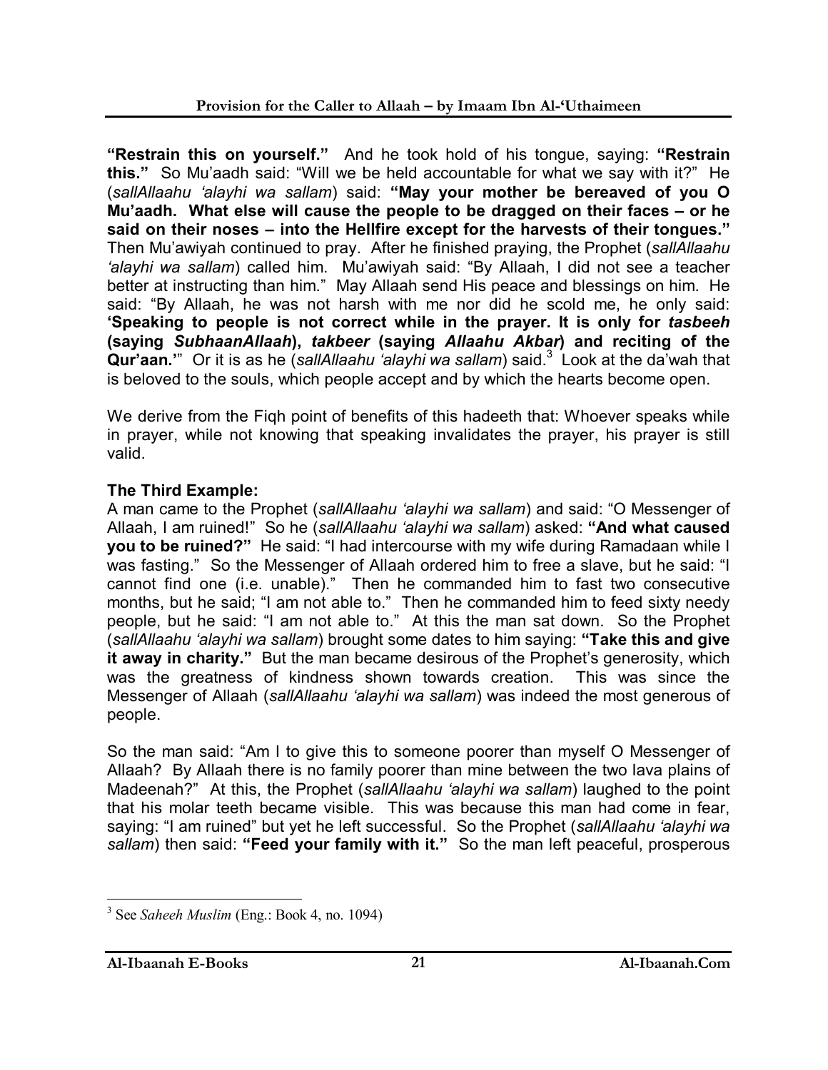**"Restrain this on yourself."** And he took hold of his tongue, saying: **"Restrain this."** So Mu'aadh said: "Will we be held accountable for what we say with it?" He (*sallAllaahu 'alayhi wa sallam*) said: **"May your mother be bereaved of you O Mu'aadh. What else will cause the people to be dragged on their faces – or he said on their noses – into the Hellfire except for the harvests of their tongues."** Then Mu'awiyah continued to pray. After he finished praying, the Prophet (*sallAllaahu 'alayhi wa sallam*) called him. Mu'awiyah said: "By Allaah, I did not see a teacher better at instructing than him." May Allaah send His peace and blessings on him. He said: "By Allaah, he was not harsh with me nor did he scold me, he only said: **'Speaking to people is not correct while in the prayer. It is only for *tasbeeh* (saying *SubhaanAllaah*), *takbeer* (saying *Allaahu Akbar*) and reciting of the Qur'aan.'**" Or it is as he (*sallAllaahu 'alayhi wa sallam*) said.[3] Look at the da'wah that is beloved to the souls, which people accept and by which the hearts become open.

We derive from the Fiqh point of benefits of this hadeeth that: Whoever speaks while in prayer, while not knowing that speaking invalidates the prayer, his prayer is still valid.

**The Third Example:**
A man came to the Prophet (*sallAllaahu 'alayhi wa sallam*) and said: "O Messenger of Allaah, I am ruined!" So he (*sallAllaahu 'alayhi wa sallam*) asked: **"And what caused you to be ruined?"** He said: "I had intercourse with my wife during Ramadaan while I was fasting." So the Messenger of Allaah ordered him to free a slave, but he said: "I cannot find one (i.e. unable)." Then he commanded him to fast two consecutive months, but he said; "I am not able to." Then he commanded him to feed sixty needy people, but he said: "I am not able to." At this the man sat down. So the Prophet (*sallAllaahu 'alayhi wa sallam*) brought some dates to him saying: **"Take this and give it away in charity."** But the man became desirous of the Prophet's generosity, which was the greatness of kindness shown towards creation. This was since the Messenger of Allaah (*sallAllaahu 'alayhi wa sallam*) was indeed the most generous of people.

So the man said: "Am I to give this to someone poorer than myself O Messenger of Allaah? By Allaah there is no family poorer than mine between the two lava plains of Madeenah?" At this, the Prophet (*sallAllaahu 'alayhi wa sallam*) laughed to the point that his molar teeth became visible. This was because this man had come in fear, saying: "I am ruined" but yet he left successful. So the Prophet (*sallAllaahu 'alayhi wa sallam*) then said: **"Feed your family with it."** So the man left peaceful, prosperous

[3] See *Saheeh Muslim* (Eng.: Book 4, no. 1094)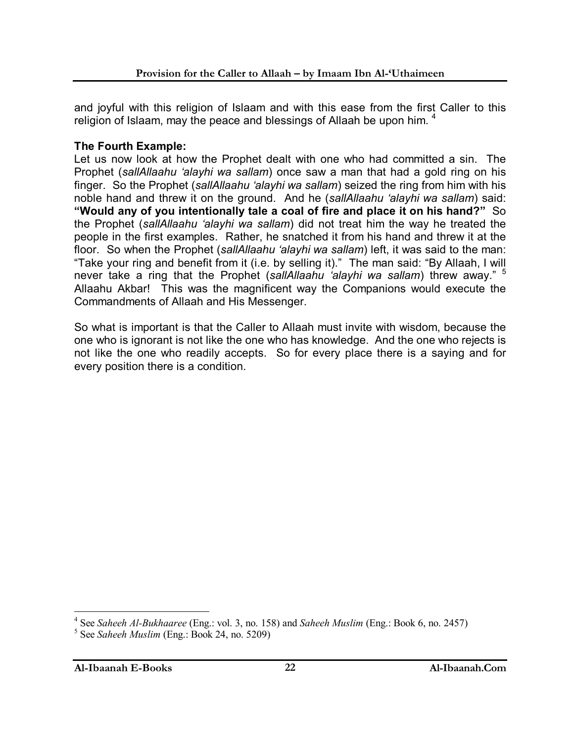and joyful with this religion of Islaam and with this ease from the first Caller to this religion of Islaam, may the peace and blessings of Allaah be upon him. [4]

**The Fourth Example:**

Let us now look at how the Prophet dealt with one who had committed a sin. The Prophet (*sallAllaahu 'alayhi wa sallam*) once saw a man that had a gold ring on his finger. So the Prophet (*sallAllaahu 'alayhi wa sallam*) seized the ring from him with his noble hand and threw it on the ground. And he (*sallAllaahu 'alayhi wa sallam*) said: **"Would any of you intentionally tale a coal of fire and place it on his hand?"** So the Prophet (*sallAllaahu 'alayhi wa sallam*) did not treat him the way he treated the people in the first examples. Rather, he snatched it from his hand and threw it at the floor. So when the Prophet (*sallAllaahu 'alayhi wa sallam*) left, it was said to the man: "Take your ring and benefit from it (i.e. by selling it)." The man said: "By Allaah, I will never take a ring that the Prophet (*sallAllaahu 'alayhi wa sallam*) threw away." [5] Allaahu Akbar! This was the magnificent way the Companions would execute the Commandments of Allaah and His Messenger.

So what is important is that the Caller to Allaah must invite with wisdom, because the one who is ignorant is not like the one who has knowledge. And the one who rejects is not like the one who readily accepts. So for every place there is a saying and for every position there is a condition.

---

[4] See *Saheeh Al-Bukhaaree* (Eng.: vol. 3, no. 158) and *Saheeh Muslim* (Eng.: Book 6, no. 2457)

[5] See *Saheeh Muslim* (Eng.: Book 24, no. 5209)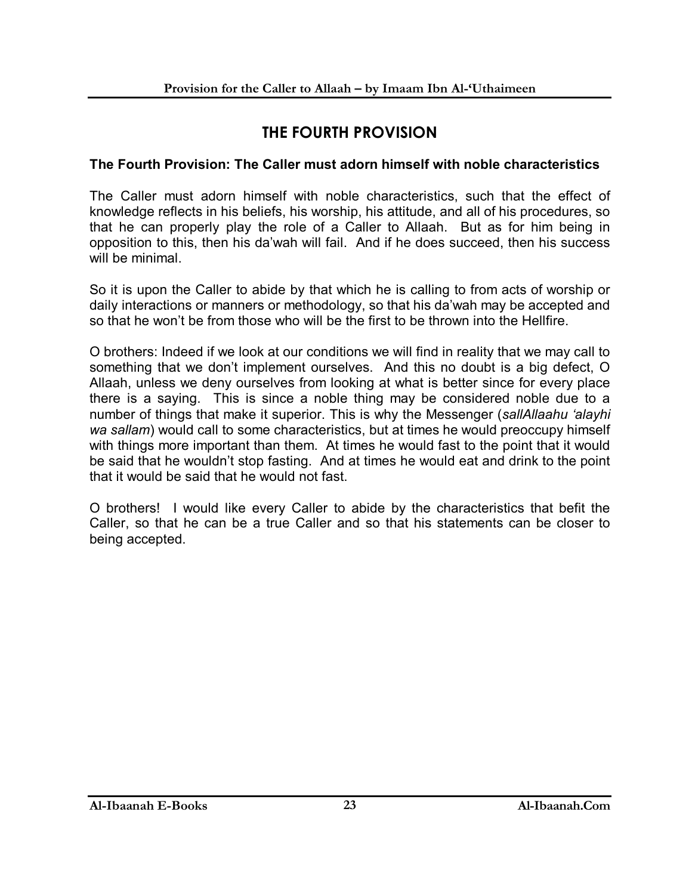# THE FOURTH PROVISION

**The Fourth Provision: The Caller must adorn himself with noble characteristics**

The Caller must adorn himself with noble characteristics, such that the effect of knowledge reflects in his beliefs, his worship, his attitude, and all of his procedures, so that he can properly play the role of a Caller to Allaah. But as for him being in opposition to this, then his da'wah will fail. And if he does succeed, then his success will be minimal.

So it is upon the Caller to abide by that which he is calling to from acts of worship or daily interactions or manners or methodology, so that his da'wah may be accepted and so that he won't be from those who will be the first to be thrown into the Hellfire.

O brothers: Indeed if we look at our conditions we will find in reality that we may call to something that we don't implement ourselves. And this no doubt is a big defect, O Allaah, unless we deny ourselves from looking at what is better since for every place there is a saying. This is since a noble thing may be considered noble due to a number of things that make it superior. This is why the Messenger (*sallAllaahu 'alayhi wa sallam*) would call to some characteristics, but at times he would preoccupy himself with things more important than them. At times he would fast to the point that it would be said that he wouldn't stop fasting. And at times he would eat and drink to the point that it would be said that he would not fast.

O brothers! I would like every Caller to abide by the characteristics that befit the Caller, so that he can be a true Caller and so that his statements can be closer to being accepted.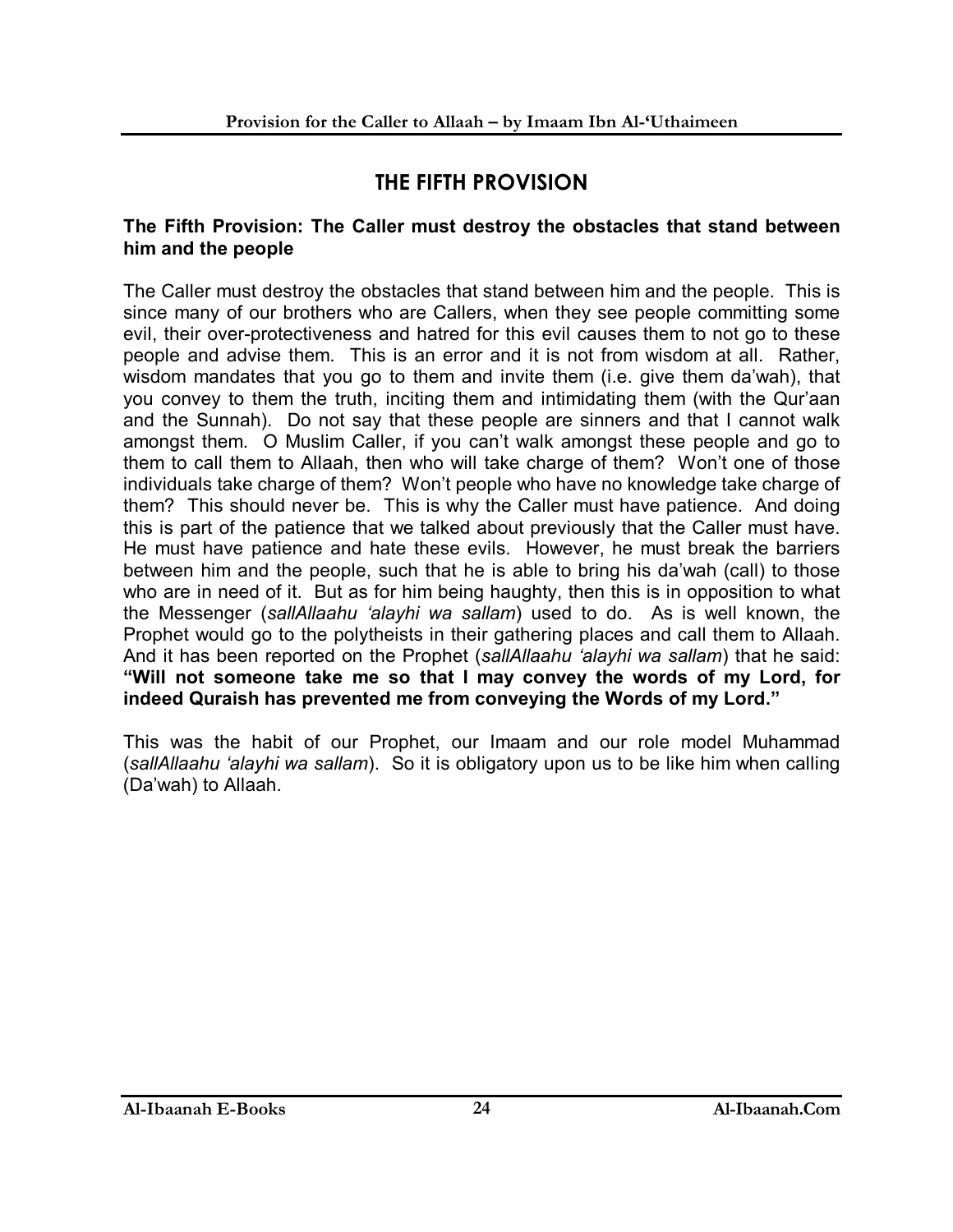# THE FIFTH PROVISION

**The Fifth Provision: The Caller must destroy the obstacles that stand between him and the people**

The Caller must destroy the obstacles that stand between him and the people. This is since many of our brothers who are Callers, when they see people committing some evil, their over-protectiveness and hatred for this evil causes them to not go to these people and advise them. This is an error and it is not from wisdom at all. Rather, wisdom mandates that you go to them and invite them (i.e. give them da'wah), that you convey to them the truth, inciting them and intimidating them (with the Qur'aan and the Sunnah). Do not say that these people are sinners and that I cannot walk amongst them. O Muslim Caller, if you can't walk amongst these people and go to them to call them to Allaah, then who will take charge of them? Won't one of those individuals take charge of them? Won't people who have no knowledge take charge of them? This should never be. This is why the Caller must have patience. And doing this is part of the patience that we talked about previously that the Caller must have. He must have patience and hate these evils. However, he must break the barriers between him and the people, such that he is able to bring his da'wah (call) to those who are in need of it. But as for him being haughty, then this is in opposition to what the Messenger (*sallAllaahu 'alayhi wa sallam*) used to do. As is well known, the Prophet would go to the polytheists in their gathering places and call them to Allaah. And it has been reported on the Prophet (*sallAllaahu 'alayhi wa sallam*) that he said: **"Will not someone take me so that I may convey the words of my Lord, for indeed Quraish has prevented me from conveying the Words of my Lord."**

This was the habit of our Prophet, our Imaam and our role model Muhammad (*sallAllaahu 'alayhi wa sallam*). So it is obligatory upon us to be like him when calling (Da'wah) to Allaah.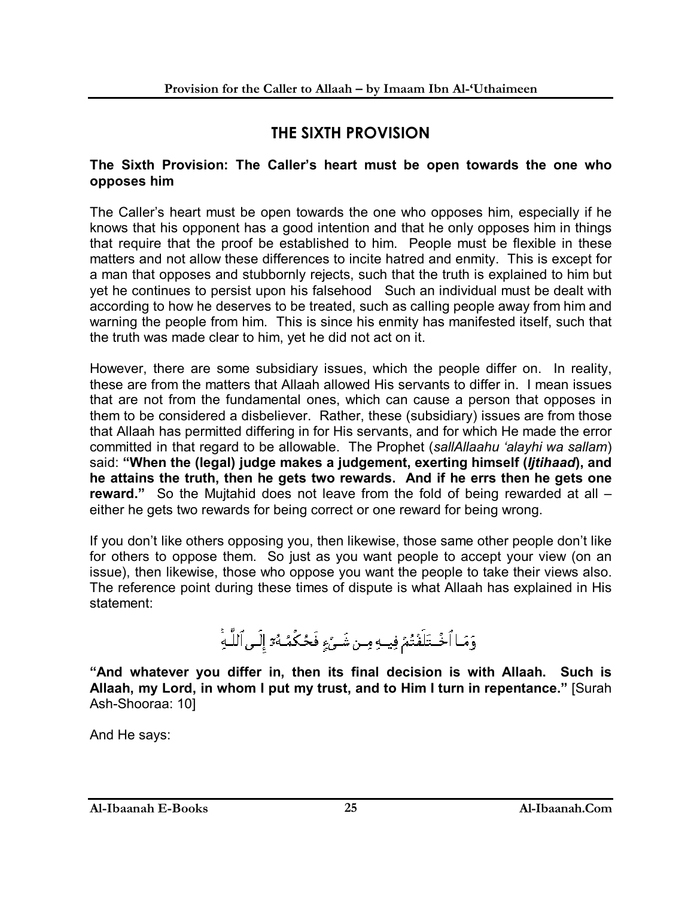## THE SIXTH PROVISION

**The Sixth Provision: The Caller's heart must be open towards the one who opposes him**

The Caller's heart must be open towards the one who opposes him, especially if he knows that his opponent has a good intention and that he only opposes him in things that require that the proof be established to him. People must be flexible in these matters and not allow these differences to incite hatred and enmity. This is except for a man that opposes and stubbornly rejects, such that the truth is explained to him but yet he continues to persist upon his falsehood Such an individual must be dealt with according to how he deserves to be treated, such as calling people away from him and warning the people from him. This is since his enmity has manifested itself, such that the truth was made clear to him, yet he did not act on it.

However, there are some subsidiary issues, which the people differ on. In reality, these are from the matters that Allaah allowed His servants to differ in. I mean issues that are not from the fundamental ones, which can cause a person that opposes in them to be considered a disbeliever. Rather, these (subsidiary) issues are from those that Allaah has permitted differing in for His servants, and for which He made the error committed in that regard to be allowable. The Prophet (*sallAllaahu 'alayhi wa sallam*) said: **"When the (legal) judge makes a judgement, exerting himself (*Ijtihaad*), and he attains the truth, then he gets two rewards. And if he errs then he gets one reward."** So the Mujtahid does not leave from the fold of being rewarded at all – either he gets two rewards for being correct or one reward for being wrong.

If you don't like others opposing you, then likewise, those same other people don't like for others to oppose them. So just as you want people to accept your view (on an issue), then likewise, those who oppose you want the people to take their views also. The reference point during these times of dispute is what Allaah has explained in His statement:

وَمَا ٱخۡتَلَفۡتُمۡ فِيهِ مِن شَيۡءٍ فَحُكۡمُهُۥٓ إِلَى ٱللَّهِۚ

**"And whatever you differ in, then its final decision is with Allaah. Such is Allaah, my Lord, in whom I put my trust, and to Him I turn in repentance."** [Surah Ash-Shooraa: 10]

And He says: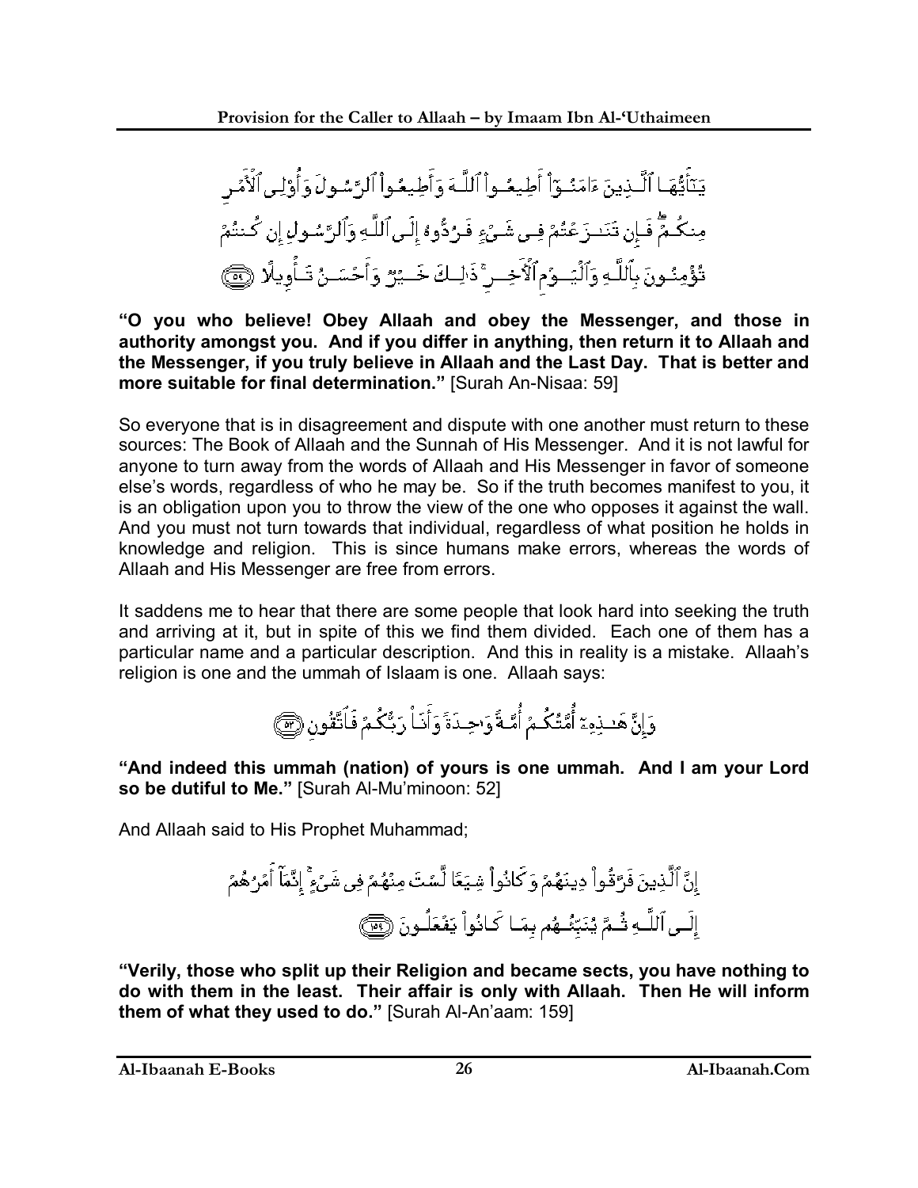يَٰٓأَيُّهَا ٱلَّذِينَ ءَامَنُوٓاْ أَطِيعُواْ ٱللَّهَ وَأَطِيعُواْ ٱلرَّسُولَ وَأُوْلِي ٱلۡأَمۡرِ مِنكُمۡۖ فَإِن تَنَٰزَعۡتُمۡ فِي شَيۡءٖ فَرُدُّوهُ إِلَى ٱللَّهِ وَٱلرَّسُولِ إِن كُنتُمۡ تُؤۡمِنُونَ بِٱللَّهِ وَٱلۡيَوۡمِ ٱلۡأٓخِرِۚ ذَٰلِكَ خَيۡرٞ وَأَحۡسَنُ تَأۡوِيلًا ﴿٥٩﴾

**"O you who believe! Obey Allaah and obey the Messenger, and those in authority amongst you. And if you differ in anything, then return it to Allaah and the Messenger, if you truly believe in Allaah and the Last Day. That is better and more suitable for final determination."** [Surah An-Nisaa: 59]

So everyone that is in disagreement and dispute with one another must return to these sources: The Book of Allaah and the Sunnah of His Messenger. And it is not lawful for anyone to turn away from the words of Allaah and His Messenger in favor of someone else's words, regardless of who he may be. So if the truth becomes manifest to you, it is an obligation upon you to throw the view of the one who opposes it against the wall. And you must not turn towards that individual, regardless of what position he holds in knowledge and religion. This is since humans make errors, whereas the words of Allaah and His Messenger are free from errors.

It saddens me to hear that there are some people that look hard into seeking the truth and arriving at it, but in spite of this we find them divided. Each one of them has a particular name and a particular description. And this in reality is a mistake. Allaah's religion is one and the ummah of Islaam is one. Allaah says:

وَإِنَّ هَٰذِهِۦٓ أُمَّتُكُمۡ أُمَّةٗ وَٰحِدَةٗ وَأَنَا۠ رَبُّكُمۡ فَٱتَّقُونِ ﴿٥٢﴾

**"And indeed this ummah (nation) of yours is one ummah. And I am your Lord so be dutiful to Me."** [Surah Al-Mu'minoon: 52]

And Allaah said to His Prophet Muhammad;

إِنَّ ٱلَّذِينَ فَرَّقُواْ دِينَهُمۡ وَكَانُواْ شِيَعٗا لَّسۡتَ مِنۡهُمۡ فِي شَيۡءٍۚ إِنَّمَآ أَمۡرُهُمۡ إِلَى ٱللَّهِ ثُمَّ يُنَبِّئُهُم بِمَا كَانُواْ يَفۡعَلُونَ ﴿١٥٩﴾

**"Verily, those who split up their Religion and became sects, you have nothing to do with them in the least. Their affair is only with Allaah. Then He will inform them of what they used to do."** [Surah Al-An'aam: 159]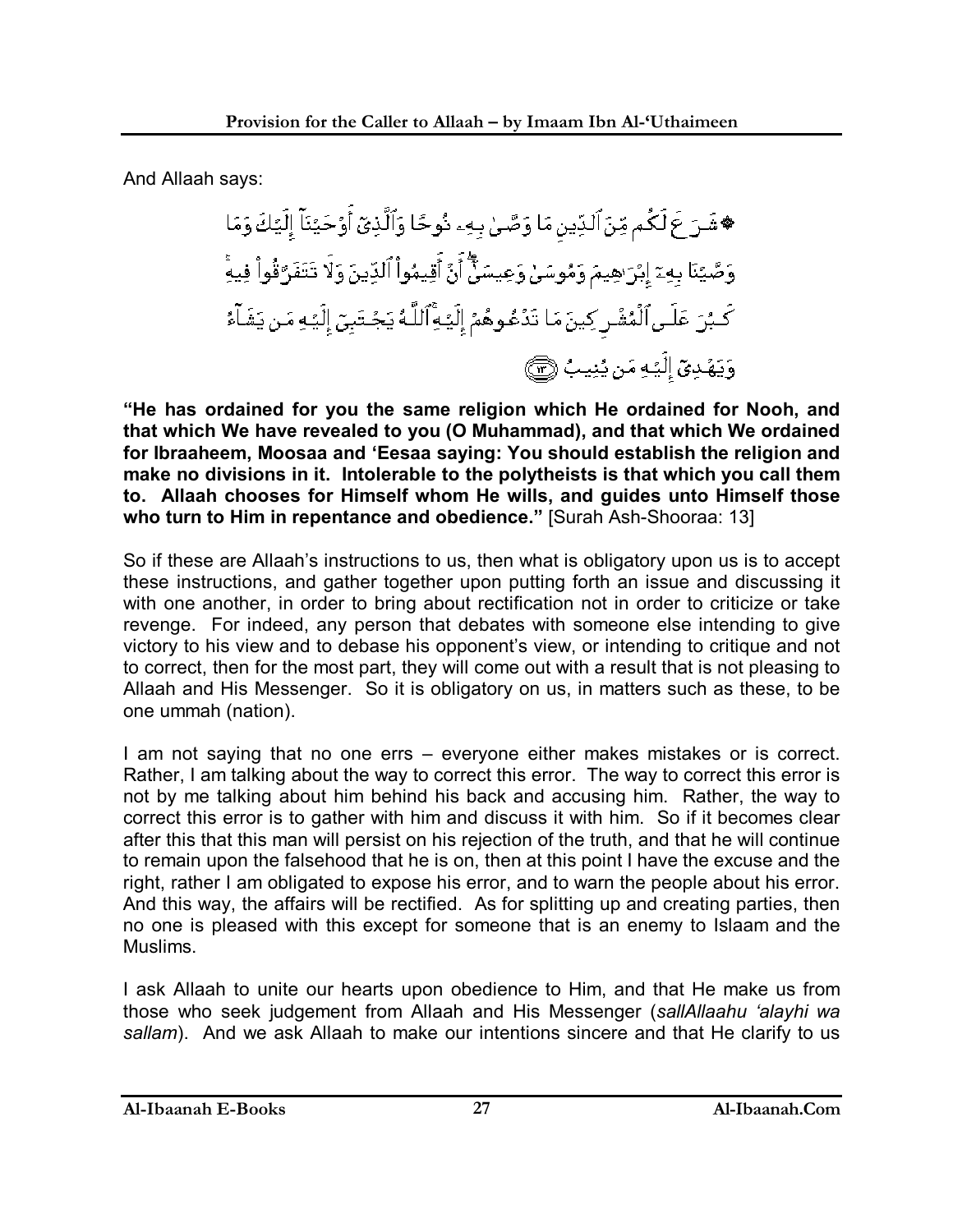And Allaah says:

﴿شَرَعَ لَكُم مِّنَ ٱلدِّينِ مَا وَصَّىٰ بِهِۦ نُوحًا وَٱلَّذِىٓ أَوْحَيْنَآ إِلَيْكَ وَمَا وَصَّيْنَا بِهِۦٓ إِبْرَٰهِيمَ وَمُوسَىٰ وَعِيسَىٰٓ ۖ أَنْ أَقِيمُوا۟ ٱلدِّينَ وَلَا تَتَفَرَّقُوا۟ فِيهِ ۚ كَبُرَ عَلَى ٱلْمُشْرِكِينَ مَا تَدْعُوهُمْ إِلَيْهِ ۚ ٱللَّهُ يَجْتَبِىٓ إِلَيْهِ مَن يَشَآءُ وَيَهْدِىٓ إِلَيْهِ مَن يُنِيبُ ﴿١٣﴾﴾

**"He has ordained for you the same religion which He ordained for Nooh, and that which We have revealed to you (O Muhammad), and that which We ordained for Ibraaheem, Moosaa and 'Eesaa saying: You should establish the religion and make no divisions in it. Intolerable to the polytheists is that which you call them to. Allaah chooses for Himself whom He wills, and guides unto Himself those who turn to Him in repentance and obedience."** [Surah Ash-Shooraa: 13]

So if these are Allaah's instructions to us, then what is obligatory upon us is to accept these instructions, and gather together upon putting forth an issue and discussing it with one another, in order to bring about rectification not in order to criticize or take revenge. For indeed, any person that debates with someone else intending to give victory to his view and to debase his opponent's view, or intending to critique and not to correct, then for the most part, they will come out with a result that is not pleasing to Allaah and His Messenger. So it is obligatory on us, in matters such as these, to be one ummah (nation).

I am not saying that no one errs – everyone either makes mistakes or is correct. Rather, I am talking about the way to correct this error. The way to correct this error is not by me talking about him behind his back and accusing him. Rather, the way to correct this error is to gather with him and discuss it with him. So if it becomes clear after this that this man will persist on his rejection of the truth, and that he will continue to remain upon the falsehood that he is on, then at this point I have the excuse and the right, rather I am obligated to expose his error, and to warn the people about his error. And this way, the affairs will be rectified. As for splitting up and creating parties, then no one is pleased with this except for someone that is an enemy to Islaam and the Muslims.

I ask Allaah to unite our hearts upon obedience to Him, and that He make us from those who seek judgement from Allaah and His Messenger (*sallAllaahu 'alayhi wa sallam*). And we ask Allaah to make our intentions sincere and that He clarify to us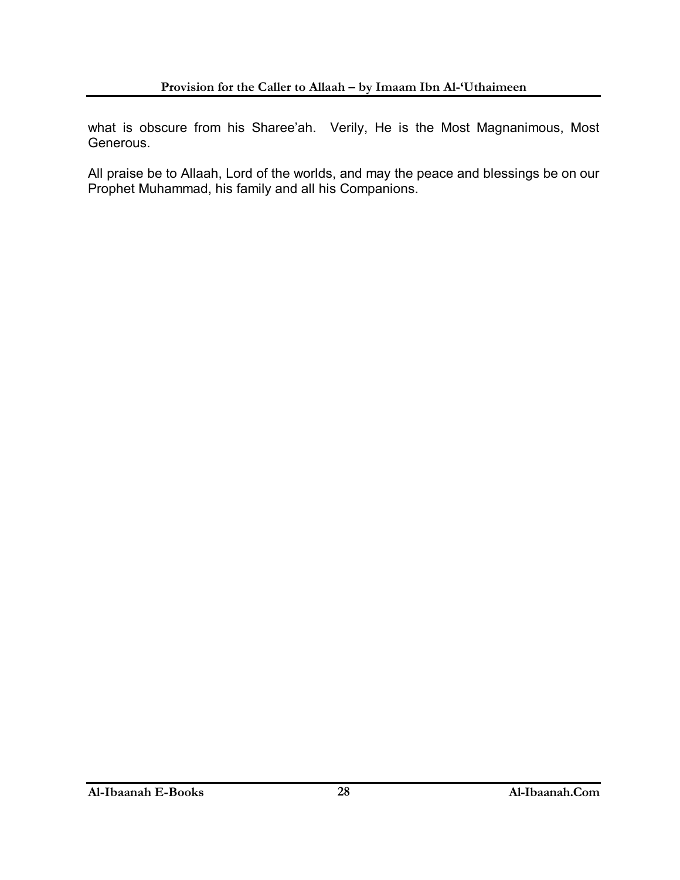what is obscure from his Sharee'ah. Verily, He is the Most Magnanimous, Most Generous.

All praise be to Allaah, Lord of the worlds, and may the peace and blessings be on our Prophet Muhammad, his family and all his Companions.